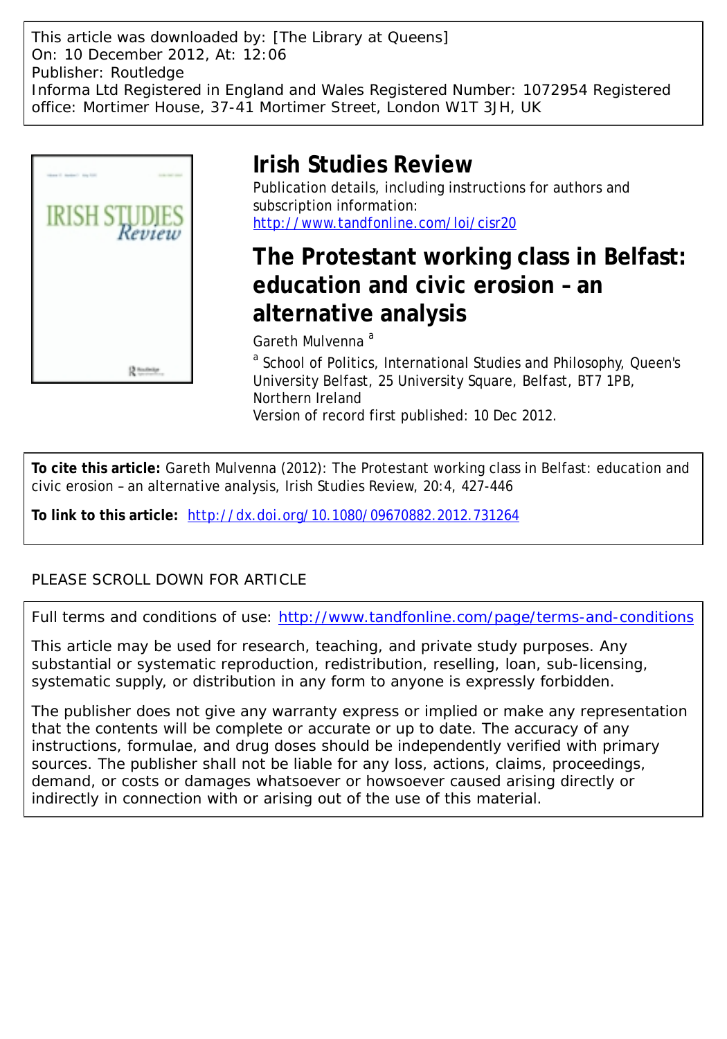This article was downloaded by: [The Library at Queens]
On: 10 December 2012, At: 12:06
Publisher: Routledge
Informa Ltd Registered in England and Wales Registered Number: 1072954 Registered office: Mortimer House, 37-41 Mortimer Street, London W1T 3JH, UK

# Irish Studies Review

Publication details, including instructions for authors and subscription information:
http://www.tandfonline.com/loi/cisr20

# The Protestant working class in Belfast: education and civic erosion – an alternative analysis

Gareth Mulvenna [a]

[a] School of Politics, International Studies and Philosophy, Queen's University Belfast, 25 University Square, Belfast, BT7 1PB, Northern Ireland

Version of record first published: 10 Dec 2012.

**To cite this article:** Gareth Mulvenna (2012): The Protestant working class in Belfast: education and civic erosion – an alternative analysis, Irish Studies Review, 20:4, 427-446

**To link to this article:** http://dx.doi.org/10.1080/09670882.2012.731264

PLEASE SCROLL DOWN FOR ARTICLE

Full terms and conditions of use: http://www.tandfonline.com/page/terms-and-conditions

This article may be used for research, teaching, and private study purposes. Any substantial or systematic reproduction, redistribution, reselling, loan, sub-licensing, systematic supply, or distribution in any form to anyone is expressly forbidden.

The publisher does not give any warranty express or implied or make any representation that the contents will be complete or accurate or up to date. The accuracy of any instructions, formulae, and drug doses should be independently verified with primary sources. The publisher shall not be liable for any loss, actions, claims, proceedings, demand, or costs or damages whatsoever or howsoever caused arising directly or indirectly in connection with or arising out of the use of this material.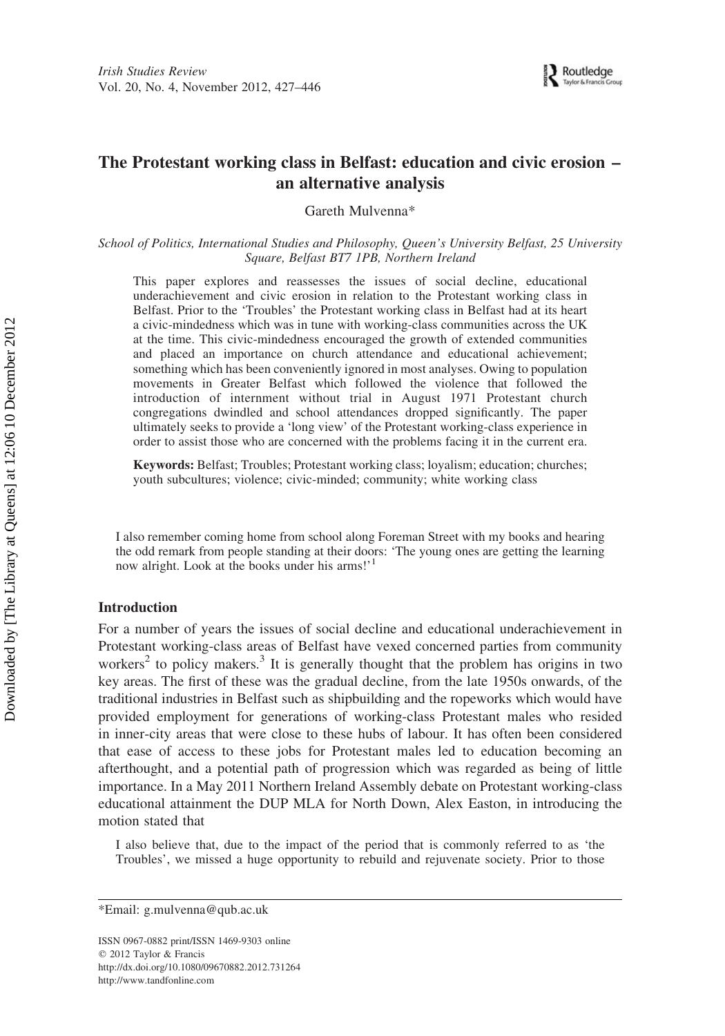# The Protestant working class in Belfast: education and civic erosion – an alternative analysis

Gareth Mulvenna*

*School of Politics, International Studies and Philosophy, Queen's University Belfast, 25 University Square, Belfast BT7 1PB, Northern Ireland*

This paper explores and reassesses the issues of social decline, educational underachievement and civic erosion in relation to the Protestant working class in Belfast. Prior to the 'Troubles' the Protestant working class in Belfast had at its heart a civic-mindedness which was in tune with working-class communities across the UK at the time. This civic-mindedness encouraged the growth of extended communities and placed an importance on church attendance and educational achievement; something which has been conveniently ignored in most analyses. Owing to population movements in Greater Belfast which followed the violence that followed the introduction of internment without trial in August 1971 Protestant church congregations dwindled and school attendances dropped significantly. The paper ultimately seeks to provide a 'long view' of the Protestant working-class experience in order to assist those who are concerned with the problems facing it in the current era.

**Keywords:** Belfast; Troubles; Protestant working class; loyalism; education; churches; youth subcultures; violence; civic-minded; community; white working class

> I also remember coming home from school along Foreman Street with my books and hearing the odd remark from people standing at their doors: 'The young ones are getting the learning now alright. Look at the books under his arms!'[1]

## Introduction

For a number of years the issues of social decline and educational underachievement in Protestant working-class areas of Belfast have vexed concerned parties from community workers[2] to policy makers.[3] It is generally thought that the problem has origins in two key areas. The first of these was the gradual decline, from the late 1950s onwards, of the traditional industries in Belfast such as shipbuilding and the ropeworks which would have provided employment for generations of working-class Protestant males who resided in inner-city areas that were close to these hubs of labour. It has often been considered that ease of access to these jobs for Protestant males led to education becoming an afterthought, and a potential path of progression which was regarded as being of little importance. In a May 2011 Northern Ireland Assembly debate on Protestant working-class educational attainment the DUP MLA for North Down, Alex Easton, in introducing the motion stated that

> I also believe that, due to the impact of the period that is commonly referred to as 'the Troubles', we missed a huge opportunity to rebuild and rejuvenate society. Prior to those

*Email: g.mulvenna@qub.ac.uk

ISSN 0967-0882 print/ISSN 1469-9303 online
© 2012 Taylor & Francis
http://dx.doi.org/10.1080/09670882.2012.731264
http://www.tandfonline.com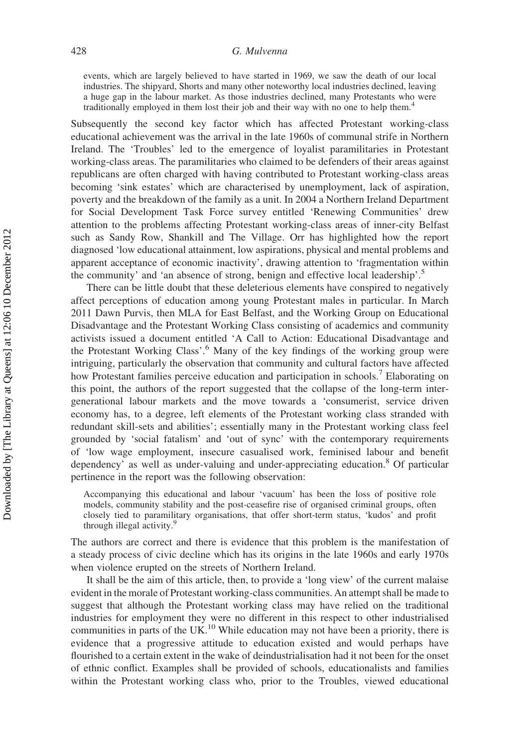> events, which are largely believed to have started in 1969, we saw the death of our local industries. The shipyard, Shorts and many other noteworthy local industries declined, leaving a huge gap in the labour market. As those industries declined, many Protestants who were traditionally employed in them lost their job and their way with no one to help them.[4]

Subsequently the second key factor which has affected Protestant working-class educational achievement was the arrival in the late 1960s of communal strife in Northern Ireland. The 'Troubles' led to the emergence of loyalist paramilitaries in Protestant working-class areas. The paramilitaries who claimed to be defenders of their areas against republicans are often charged with having contributed to Protestant working-class areas becoming 'sink estates' which are characterised by unemployment, lack of aspiration, poverty and the breakdown of the family as a unit. In 2004 a Northern Ireland Department for Social Development Task Force survey entitled 'Renewing Communities' drew attention to the problems affecting Protestant working-class areas of inner-city Belfast such as Sandy Row, Shankill and The Village. Orr has highlighted how the report diagnosed 'low educational attainment, low aspirations, physical and mental problems and apparent acceptance of economic inactivity', drawing attention to 'fragmentation within the community' and 'an absence of strong, benign and effective local leadership'.[5]

There can be little doubt that these deleterious elements have conspired to negatively affect perceptions of education among young Protestant males in particular. In March 2011 Dawn Purvis, then MLA for East Belfast, and the Working Group on Educational Disadvantage and the Protestant Working Class consisting of academics and community activists issued a document entitled 'A Call to Action: Educational Disadvantage and the Protestant Working Class'.[6] Many of the key findings of the working group were intriguing, particularly the observation that community and cultural factors have affected how Protestant families perceive education and participation in schools.[7] Elaborating on this point, the authors of the report suggested that the collapse of the long-term inter-generational labour markets and the move towards a 'consumerist, service driven economy has, to a degree, left elements of the Protestant working class stranded with redundant skill-sets and abilities'; essentially many in the Protestant working class feel grounded by 'social fatalism' and 'out of sync' with the contemporary requirements of 'low wage employment, insecure casualised work, feminised labour and benefit dependency' as well as under-valuing and under-appreciating education.[8] Of particular pertinence in the report was the following observation:

> Accompanying this educational and labour 'vacuum' has been the loss of positive role models, community stability and the post-ceasefire rise of organised criminal groups, often closely tied to paramilitary organisations, that offer short-term status, 'kudos' and profit through illegal activity.[9]

The authors are correct and there is evidence that this problem is the manifestation of a steady process of civic decline which has its origins in the late 1960s and early 1970s when violence erupted on the streets of Northern Ireland.

It shall be the aim of this article, then, to provide a 'long view' of the current malaise evident in the morale of Protestant working-class communities. An attempt shall be made to suggest that although the Protestant working class may have relied on the traditional industries for employment they were no different in this respect to other industrialised communities in parts of the UK.[10] While education may not have been a priority, there is evidence that a progressive attitude to education existed and would perhaps have flourished to a certain extent in the wake of deindustrialisation had it not been for the onset of ethnic conflict. Examples shall be provided of schools, educationalists and families within the Protestant working class who, prior to the Troubles, viewed educational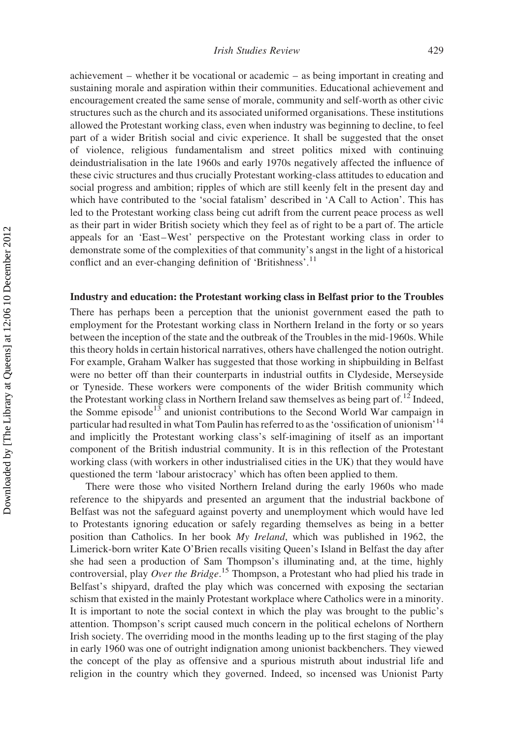achievement – whether it be vocational or academic – as being important in creating and sustaining morale and aspiration within their communities. Educational achievement and encouragement created the same sense of morale, community and self-worth as other civic structures such as the church and its associated uniformed organisations. These institutions allowed the Protestant working class, even when industry was beginning to decline, to feel part of a wider British social and civic experience. It shall be suggested that the onset of violence, religious fundamentalism and street politics mixed with continuing deindustrialisation in the late 1960s and early 1970s negatively affected the influence of these civic structures and thus crucially Protestant working-class attitudes to education and social progress and ambition; ripples of which are still keenly felt in the present day and which have contributed to the 'social fatalism' described in 'A Call to Action'. This has led to the Protestant working class being cut adrift from the current peace process as well as their part in wider British society which they feel as of right to be a part of. The article appeals for an 'East–West' perspective on the Protestant working class in order to demonstrate some of the complexities of that community's angst in the light of a historical conflict and an ever-changing definition of 'Britishness'.[11]

## Industry and education: the Protestant working class in Belfast prior to the Troubles

There has perhaps been a perception that the unionist government eased the path to employment for the Protestant working class in Northern Ireland in the forty or so years between the inception of the state and the outbreak of the Troubles in the mid-1960s. While this theory holds in certain historical narratives, others have challenged the notion outright. For example, Graham Walker has suggested that those working in shipbuilding in Belfast were no better off than their counterparts in industrial outfits in Clydeside, Merseyside or Tyneside. These workers were components of the wider British community which the Protestant working class in Northern Ireland saw themselves as being part of.[12] Indeed, the Somme episode[13] and unionist contributions to the Second World War campaign in particular had resulted in what Tom Paulin has referred to as the 'ossification of unionism'[14] and implicitly the Protestant working class's self-imagining of itself as an important component of the British industrial community. It is in this reflection of the Protestant working class (with workers in other industrialised cities in the UK) that they would have questioned the term 'labour aristocracy' which has often been applied to them.

There were those who visited Northern Ireland during the early 1960s who made reference to the shipyards and presented an argument that the industrial backbone of Belfast was not the safeguard against poverty and unemployment which would have led to Protestants ignoring education or safely regarding themselves as being in a better position than Catholics. In her book *My Ireland*, which was published in 1962, the Limerick-born writer Kate O'Brien recalls visiting Queen's Island in Belfast the day after she had seen a production of Sam Thompson's illuminating and, at the time, highly controversial, play *Over the Bridge*.[15] Thompson, a Protestant who had plied his trade in Belfast's shipyard, drafted the play which was concerned with exposing the sectarian schism that existed in the mainly Protestant workplace where Catholics were in a minority. It is important to note the social context in which the play was brought to the public's attention. Thompson's script caused much concern in the political echelons of Northern Irish society. The overriding mood in the months leading up to the first staging of the play in early 1960 was one of outright indignation among unionist backbenchers. They viewed the concept of the play as offensive and a spurious mistruth about industrial life and religion in the country which they governed. Indeed, so incensed was Unionist Party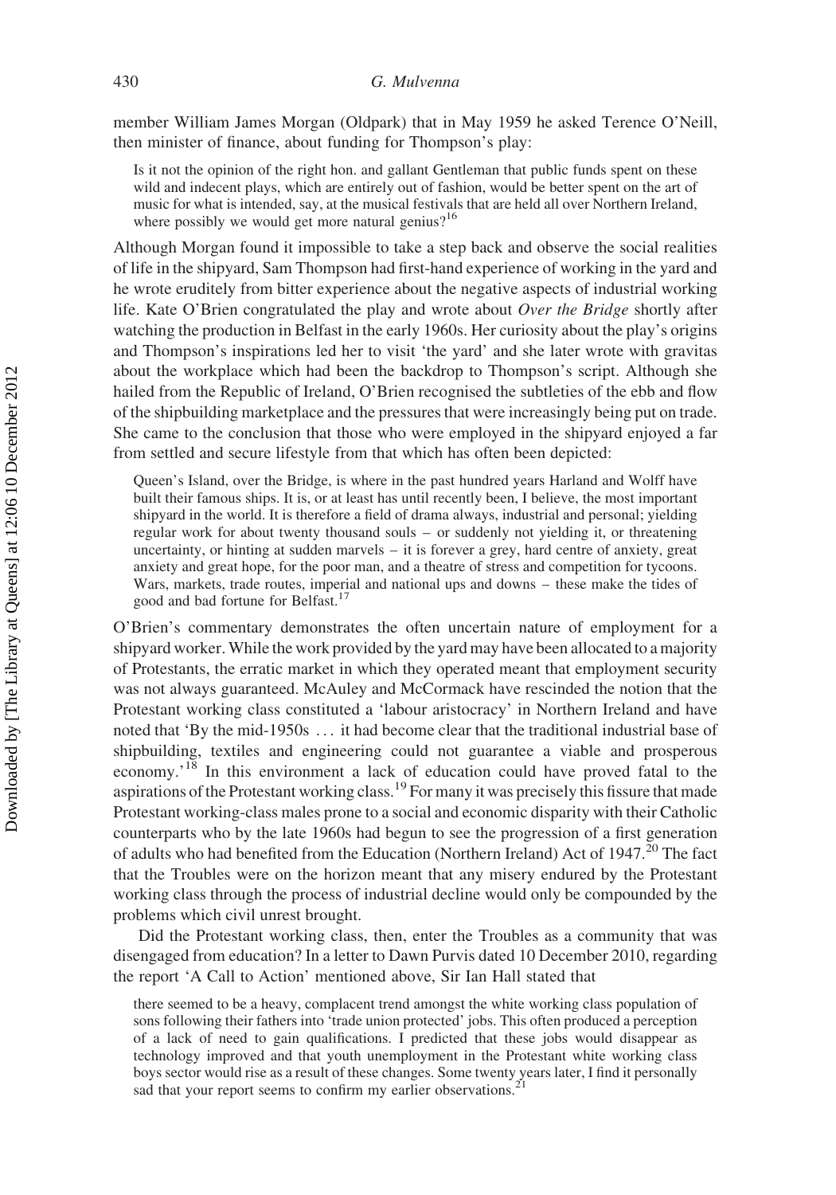member William James Morgan (Oldpark) that in May 1959 he asked Terence O'Neill, then minister of finance, about funding for Thompson's play:

> Is it not the opinion of the right hon. and gallant Gentleman that public funds spent on these wild and indecent plays, which are entirely out of fashion, would be better spent on the art of music for what is intended, say, at the musical festivals that are held all over Northern Ireland, where possibly we would get more natural genius?[16]

Although Morgan found it impossible to take a step back and observe the social realities of life in the shipyard, Sam Thompson had first-hand experience of working in the yard and he wrote eruditely from bitter experience about the negative aspects of industrial working life. Kate O'Brien congratulated the play and wrote about *Over the Bridge* shortly after watching the production in Belfast in the early 1960s. Her curiosity about the play's origins and Thompson's inspirations led her to visit 'the yard' and she later wrote with gravitas about the workplace which had been the backdrop to Thompson's script. Although she hailed from the Republic of Ireland, O'Brien recognised the subtleties of the ebb and flow of the shipbuilding marketplace and the pressures that were increasingly being put on trade. She came to the conclusion that those who were employed in the shipyard enjoyed a far from settled and secure lifestyle from that which has often been depicted:

> Queen's Island, over the Bridge, is where in the past hundred years Harland and Wolff have built their famous ships. It is, or at least has until recently been, I believe, the most important shipyard in the world. It is therefore a field of drama always, industrial and personal; yielding regular work for about twenty thousand souls – or suddenly not yielding it, or threatening uncertainty, or hinting at sudden marvels – it is forever a grey, hard centre of anxiety, great anxiety and great hope, for the poor man, and a theatre of stress and competition for tycoons. Wars, markets, trade routes, imperial and national ups and downs – these make the tides of good and bad fortune for Belfast.[17]

O'Brien's commentary demonstrates the often uncertain nature of employment for a shipyard worker. While the work provided by the yard may have been allocated to a majority of Protestants, the erratic market in which they operated meant that employment security was not always guaranteed. McAuley and McCormack have rescinded the notion that the Protestant working class constituted a 'labour aristocracy' in Northern Ireland and have noted that 'By the mid-1950s … it had become clear that the traditional industrial base of shipbuilding, textiles and engineering could not guarantee a viable and prosperous economy.'[18] In this environment a lack of education could have proved fatal to the aspirations of the Protestant working class.[19] For many it was precisely this fissure that made Protestant working-class males prone to a social and economic disparity with their Catholic counterparts who by the late 1960s had begun to see the progression of a first generation of adults who had benefited from the Education (Northern Ireland) Act of 1947.[20] The fact that the Troubles were on the horizon meant that any misery endured by the Protestant working class through the process of industrial decline would only be compounded by the problems which civil unrest brought.

Did the Protestant working class, then, enter the Troubles as a community that was disengaged from education? In a letter to Dawn Purvis dated 10 December 2010, regarding the report 'A Call to Action' mentioned above, Sir Ian Hall stated that

> there seemed to be a heavy, complacent trend amongst the white working class population of sons following their fathers into 'trade union protected' jobs. This often produced a perception of a lack of need to gain qualifications. I predicted that these jobs would disappear as technology improved and that youth unemployment in the Protestant white working class boys sector would rise as a result of these changes. Some twenty years later, I find it personally sad that your report seems to confirm my earlier observations.[21]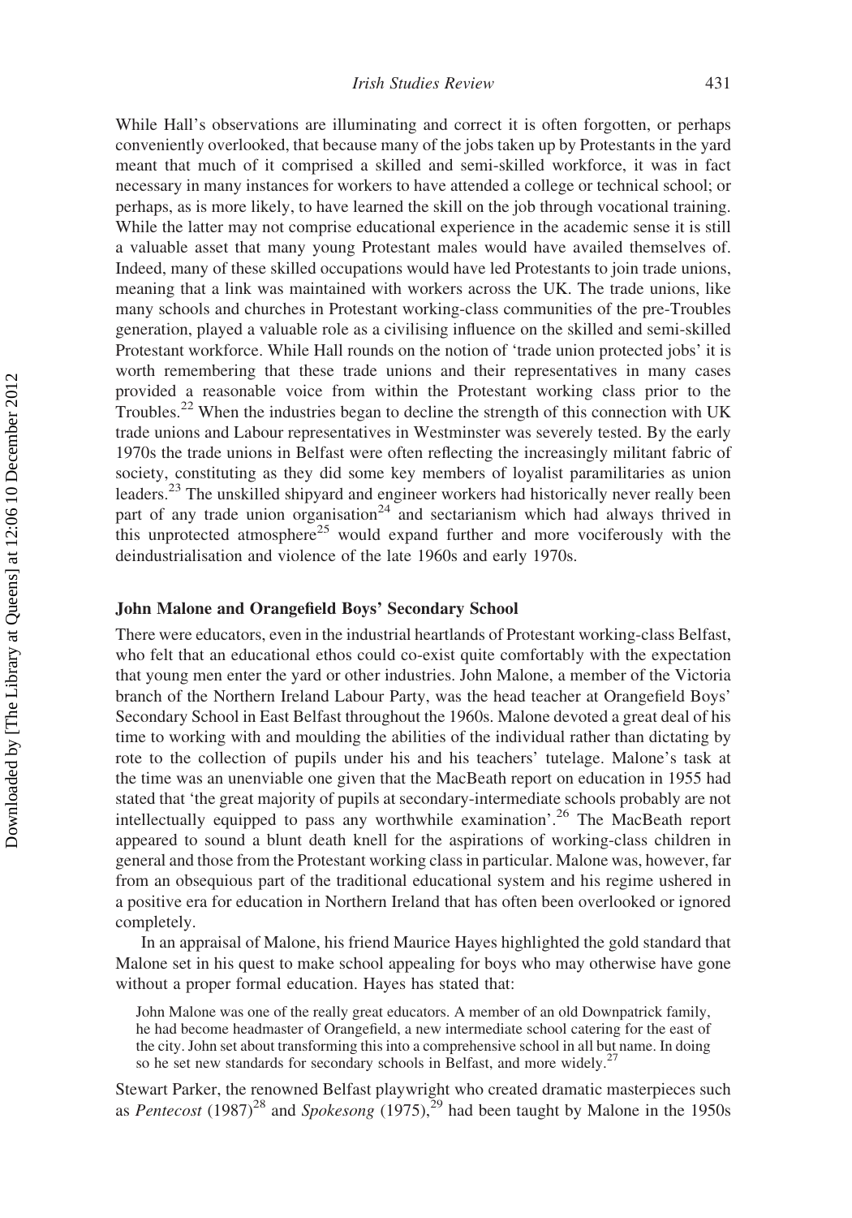While Hall's observations are illuminating and correct it is often forgotten, or perhaps conveniently overlooked, that because many of the jobs taken up by Protestants in the yard meant that much of it comprised a skilled and semi-skilled workforce, it was in fact necessary in many instances for workers to have attended a college or technical school; or perhaps, as is more likely, to have learned the skill on the job through vocational training. While the latter may not comprise educational experience in the academic sense it is still a valuable asset that many young Protestant males would have availed themselves of. Indeed, many of these skilled occupations would have led Protestants to join trade unions, meaning that a link was maintained with workers across the UK. The trade unions, like many schools and churches in Protestant working-class communities of the pre-Troubles generation, played a valuable role as a civilising influence on the skilled and semi-skilled Protestant workforce. While Hall rounds on the notion of 'trade union protected jobs' it is worth remembering that these trade unions and their representatives in many cases provided a reasonable voice from within the Protestant working class prior to the Troubles.[22] When the industries began to decline the strength of this connection with UK trade unions and Labour representatives in Westminster was severely tested. By the early 1970s the trade unions in Belfast were often reflecting the increasingly militant fabric of society, constituting as they did some key members of loyalist paramilitaries as union leaders.[23] The unskilled shipyard and engineer workers had historically never really been part of any trade union organisation[24] and sectarianism which had always thrived in this unprotected atmosphere[25] would expand further and more vociferously with the deindustrialisation and violence of the late 1960s and early 1970s.

### John Malone and Orangefield Boys' Secondary School

There were educators, even in the industrial heartlands of Protestant working-class Belfast, who felt that an educational ethos could co-exist quite comfortably with the expectation that young men enter the yard or other industries. John Malone, a member of the Victoria branch of the Northern Ireland Labour Party, was the head teacher at Orangefield Boys' Secondary School in East Belfast throughout the 1960s. Malone devoted a great deal of his time to working with and moulding the abilities of the individual rather than dictating by rote to the collection of pupils under his and his teachers' tutelage. Malone's task at the time was an unenviable one given that the MacBeath report on education in 1955 had stated that 'the great majority of pupils at secondary-intermediate schools probably are not intellectually equipped to pass any worthwhile examination'.[26] The MacBeath report appeared to sound a blunt death knell for the aspirations of working-class children in general and those from the Protestant working class in particular. Malone was, however, far from an obsequious part of the traditional educational system and his regime ushered in a positive era for education in Northern Ireland that has often been overlooked or ignored completely.

In an appraisal of Malone, his friend Maurice Hayes highlighted the gold standard that Malone set in his quest to make school appealing for boys who may otherwise have gone without a proper formal education. Hayes has stated that:

> John Malone was one of the really great educators. A member of an old Downpatrick family, he had become headmaster of Orangefield, a new intermediate school catering for the east of the city. John set about transforming this into a comprehensive school in all but name. In doing so he set new standards for secondary schools in Belfast, and more widely.[27]

Stewart Parker, the renowned Belfast playwright who created dramatic masterpieces such as *Pentecost* (1987)[28] and *Spokesong* (1975),[29] had been taught by Malone in the 1950s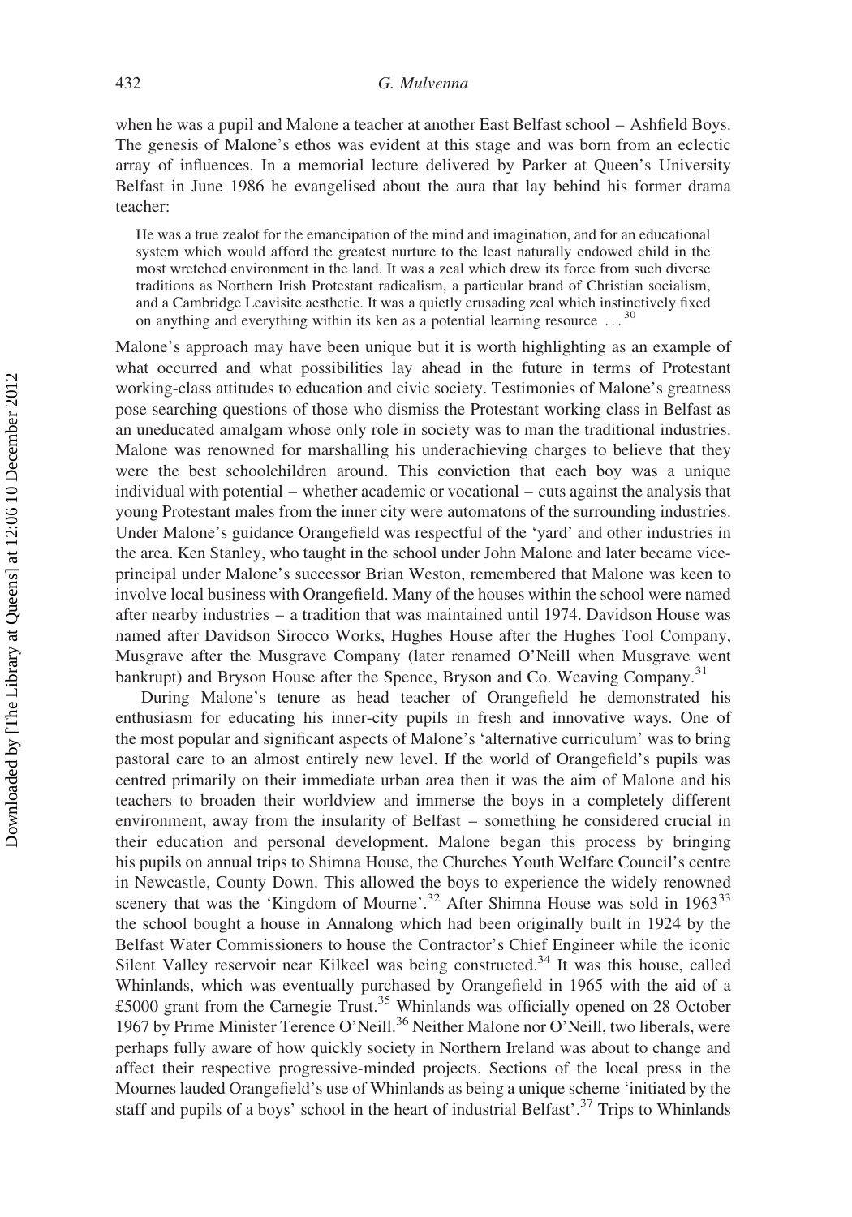when he was a pupil and Malone a teacher at another East Belfast school – Ashfield Boys. The genesis of Malone's ethos was evident at this stage and was born from an eclectic array of influences. In a memorial lecture delivered by Parker at Queen's University Belfast in June 1986 he evangelised about the aura that lay behind his former drama teacher:

> He was a true zealot for the emancipation of the mind and imagination, and for an educational system which would afford the greatest nurture to the least naturally endowed child in the most wretched environment in the land. It was a zeal which drew its force from such diverse traditions as Northern Irish Protestant radicalism, a particular brand of Christian socialism, and a Cambridge Leavisite aesthetic. It was a quietly crusading zeal which instinctively fixed on anything and everything within its ken as a potential learning resource ...[30]

Malone's approach may have been unique but it is worth highlighting as an example of what occurred and what possibilities lay ahead in the future in terms of Protestant working-class attitudes to education and civic society. Testimonies of Malone's greatness pose searching questions of those who dismiss the Protestant working class in Belfast as an uneducated amalgam whose only role in society was to man the traditional industries. Malone was renowned for marshalling his underachieving charges to believe that they were the best schoolchildren around. This conviction that each boy was a unique individual with potential – whether academic or vocational – cuts against the analysis that young Protestant males from the inner city were automatons of the surrounding industries. Under Malone's guidance Orangefield was respectful of the 'yard' and other industries in the area. Ken Stanley, who taught in the school under John Malone and later became vice-principal under Malone's successor Brian Weston, remembered that Malone was keen to involve local business with Orangefield. Many of the houses within the school were named after nearby industries – a tradition that was maintained until 1974. Davidson House was named after Davidson Sirocco Works, Hughes House after the Hughes Tool Company, Musgrave after the Musgrave Company (later renamed O'Neill when Musgrave went bankrupt) and Bryson House after the Spence, Bryson and Co. Weaving Company.[31]

During Malone's tenure as head teacher of Orangefield he demonstrated his enthusiasm for educating his inner-city pupils in fresh and innovative ways. One of the most popular and significant aspects of Malone's 'alternative curriculum' was to bring pastoral care to an almost entirely new level. If the world of Orangefield's pupils was centred primarily on their immediate urban area then it was the aim of Malone and his teachers to broaden their worldview and immerse the boys in a completely different environment, away from the insularity of Belfast – something he considered crucial in their education and personal development. Malone began this process by bringing his pupils on annual trips to Shimna House, the Churches Youth Welfare Council's centre in Newcastle, County Down. This allowed the boys to experience the widely renowned scenery that was the 'Kingdom of Mourne'.[32] After Shimna House was sold in 1963[33] the school bought a house in Annalong which had been originally built in 1924 by the Belfast Water Commissioners to house the Contractor's Chief Engineer while the iconic Silent Valley reservoir near Kilkeel was being constructed.[34] It was this house, called Whinlands, which was eventually purchased by Orangefield in 1965 with the aid of a £5000 grant from the Carnegie Trust.[35] Whinlands was officially opened on 28 October 1967 by Prime Minister Terence O'Neill.[36] Neither Malone nor O'Neill, two liberals, were perhaps fully aware of how quickly society in Northern Ireland was about to change and affect their respective progressive-minded projects. Sections of the local press in the Mournes lauded Orangefield's use of Whinlands as being a unique scheme 'initiated by the staff and pupils of a boys' school in the heart of industrial Belfast'.[37] Trips to Whinlands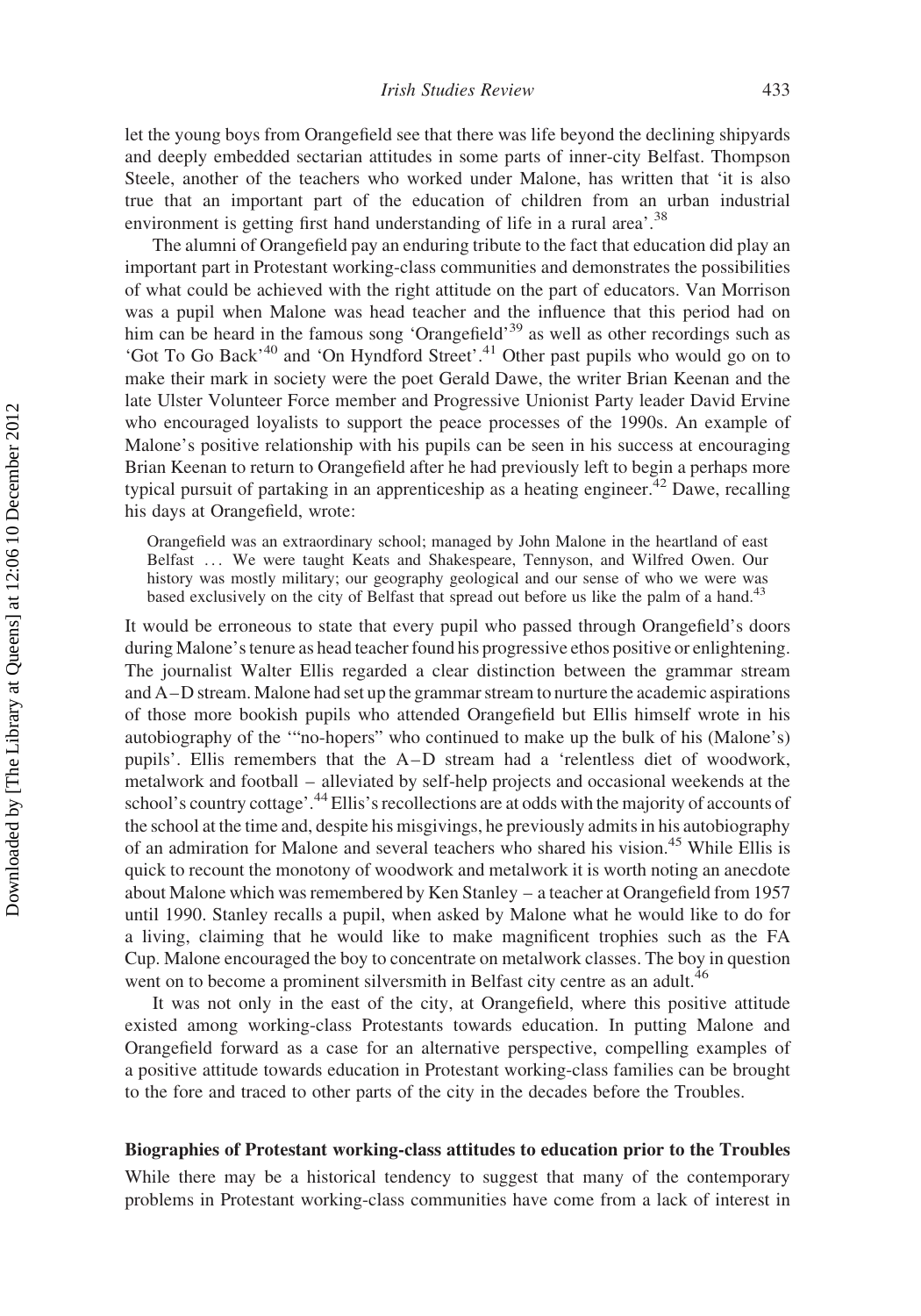let the young boys from Orangefield see that there was life beyond the declining shipyards and deeply embedded sectarian attitudes in some parts of inner-city Belfast. Thompson Steele, another of the teachers who worked under Malone, has written that 'it is also true that an important part of the education of children from an urban industrial environment is getting first hand understanding of life in a rural area'.[38]

The alumni of Orangefield pay an enduring tribute to the fact that education did play an important part in Protestant working-class communities and demonstrates the possibilities of what could be achieved with the right attitude on the part of educators. Van Morrison was a pupil when Malone was head teacher and the influence that this period had on him can be heard in the famous song 'Orangefield'[39] as well as other recordings such as 'Got To Go Back'[40] and 'On Hyndford Street'.[41] Other past pupils who would go on to make their mark in society were the poet Gerald Dawe, the writer Brian Keenan and the late Ulster Volunteer Force member and Progressive Unionist Party leader David Ervine who encouraged loyalists to support the peace processes of the 1990s. An example of Malone's positive relationship with his pupils can be seen in his success at encouraging Brian Keenan to return to Orangefield after he had previously left to begin a perhaps more typical pursuit of partaking in an apprenticeship as a heating engineer.[42] Dawe, recalling his days at Orangefield, wrote:

> Orangefield was an extraordinary school; managed by John Malone in the heartland of east Belfast ... We were taught Keats and Shakespeare, Tennyson, and Wilfred Owen. Our history was mostly military; our geography geological and our sense of who we were was based exclusively on the city of Belfast that spread out before us like the palm of a hand.[43]

It would be erroneous to state that every pupil who passed through Orangefield's doors during Malone's tenure as head teacher found his progressive ethos positive or enlightening. The journalist Walter Ellis regarded a clear distinction between the grammar stream and A–D stream. Malone had set up the grammar stream to nurture the academic aspirations of those more bookish pupils who attended Orangefield but Ellis himself wrote in his autobiography of the '"no-hopers" who continued to make up the bulk of his (Malone's) pupils'. Ellis remembers that the A–D stream had a 'relentless diet of woodwork, metalwork and football – alleviated by self-help projects and occasional weekends at the school's country cottage'.[44] Ellis's recollections are at odds with the majority of accounts of the school at the time and, despite his misgivings, he previously admits in his autobiography of an admiration for Malone and several teachers who shared his vision.[45] While Ellis is quick to recount the monotony of woodwork and metalwork it is worth noting an anecdote about Malone which was remembered by Ken Stanley – a teacher at Orangefield from 1957 until 1990. Stanley recalls a pupil, when asked by Malone what he would like to do for a living, claiming that he would like to make magnificent trophies such as the FA Cup. Malone encouraged the boy to concentrate on metalwork classes. The boy in question went on to become a prominent silversmith in Belfast city centre as an adult.[46]

It was not only in the east of the city, at Orangefield, where this positive attitude existed among working-class Protestants towards education. In putting Malone and Orangefield forward as a case for an alternative perspective, compelling examples of a positive attitude towards education in Protestant working-class families can be brought to the fore and traced to other parts of the city in the decades before the Troubles.

## Biographies of Protestant working-class attitudes to education prior to the Troubles

While there may be a historical tendency to suggest that many of the contemporary problems in Protestant working-class communities have come from a lack of interest in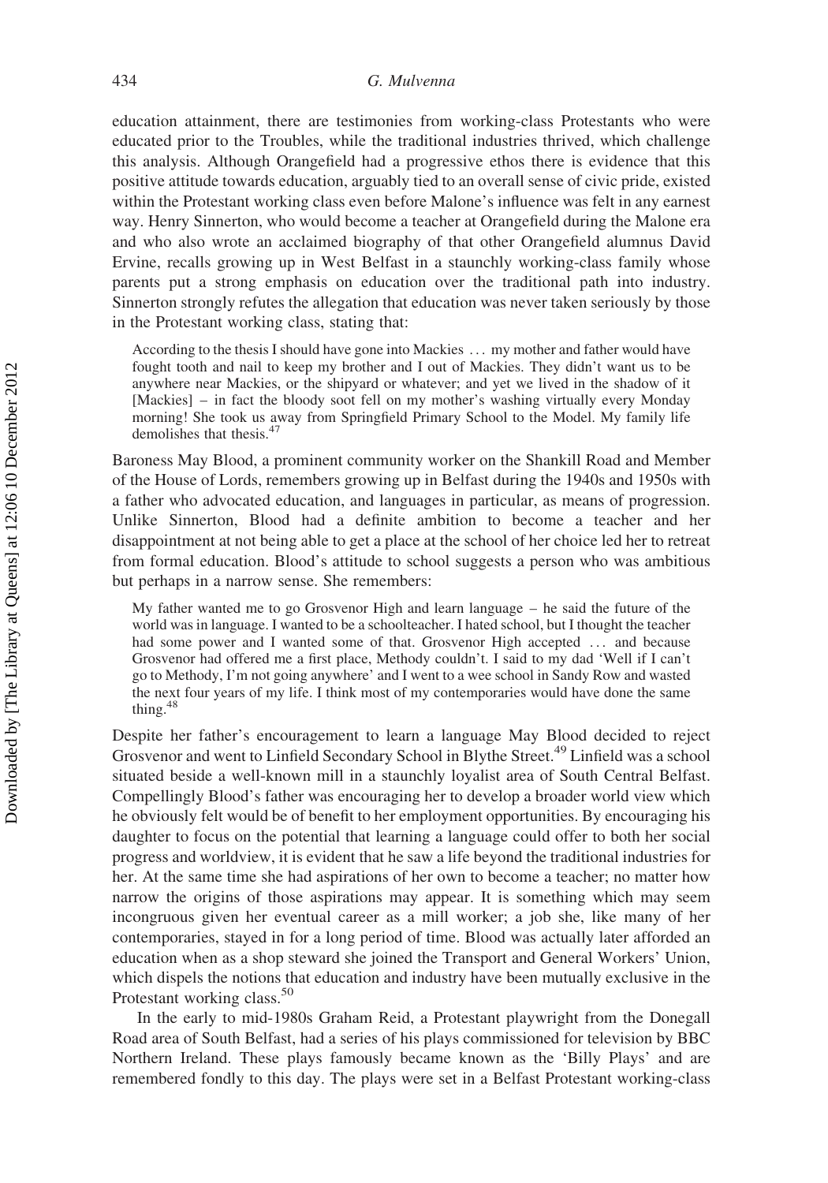education attainment, there are testimonies from working-class Protestants who were educated prior to the Troubles, while the traditional industries thrived, which challenge this analysis. Although Orangefield had a progressive ethos there is evidence that this positive attitude towards education, arguably tied to an overall sense of civic pride, existed within the Protestant working class even before Malone's influence was felt in any earnest way. Henry Sinnerton, who would become a teacher at Orangefield during the Malone era and who also wrote an acclaimed biography of that other Orangefield alumnus David Ervine, recalls growing up in West Belfast in a staunchly working-class family whose parents put a strong emphasis on education over the traditional path into industry. Sinnerton strongly refutes the allegation that education was never taken seriously by those in the Protestant working class, stating that:

> According to the thesis I should have gone into Mackies … my mother and father would have fought tooth and nail to keep my brother and I out of Mackies. They didn't want us to be anywhere near Mackies, or the shipyard or whatever; and yet we lived in the shadow of it [Mackies] – in fact the bloody soot fell on my mother's washing virtually every Monday morning! She took us away from Springfield Primary School to the Model. My family life demolishes that thesis.[47]

Baroness May Blood, a prominent community worker on the Shankill Road and Member of the House of Lords, remembers growing up in Belfast during the 1940s and 1950s with a father who advocated education, and languages in particular, as means of progression. Unlike Sinnerton, Blood had a definite ambition to become a teacher and her disappointment at not being able to get a place at the school of her choice led her to retreat from formal education. Blood's attitude to school suggests a person who was ambitious but perhaps in a narrow sense. She remembers:

> My father wanted me to go Grosvenor High and learn language – he said the future of the world was in language. I wanted to be a schoolteacher. I hated school, but I thought the teacher had some power and I wanted some of that. Grosvenor High accepted … and because Grosvenor had offered me a first place, Methody couldn't. I said to my dad 'Well if I can't go to Methody, I'm not going anywhere' and I went to a wee school in Sandy Row and wasted the next four years of my life. I think most of my contemporaries would have done the same thing.[48]

Despite her father's encouragement to learn a language May Blood decided to reject Grosvenor and went to Linfield Secondary School in Blythe Street.[49] Linfield was a school situated beside a well-known mill in a staunchly loyalist area of South Central Belfast. Compellingly Blood's father was encouraging her to develop a broader world view which he obviously felt would be of benefit to her employment opportunities. By encouraging his daughter to focus on the potential that learning a language could offer to both her social progress and worldview, it is evident that he saw a life beyond the traditional industries for her. At the same time she had aspirations of her own to become a teacher; no matter how narrow the origins of those aspirations may appear. It is something which may seem incongruous given her eventual career as a mill worker; a job she, like many of her contemporaries, stayed in for a long period of time. Blood was actually later afforded an education when as a shop steward she joined the Transport and General Workers' Union, which dispels the notions that education and industry have been mutually exclusive in the Protestant working class.[50]

In the early to mid-1980s Graham Reid, a Protestant playwright from the Donegall Road area of South Belfast, had a series of his plays commissioned for television by BBC Northern Ireland. These plays famously became known as the 'Billy Plays' and are remembered fondly to this day. The plays were set in a Belfast Protestant working-class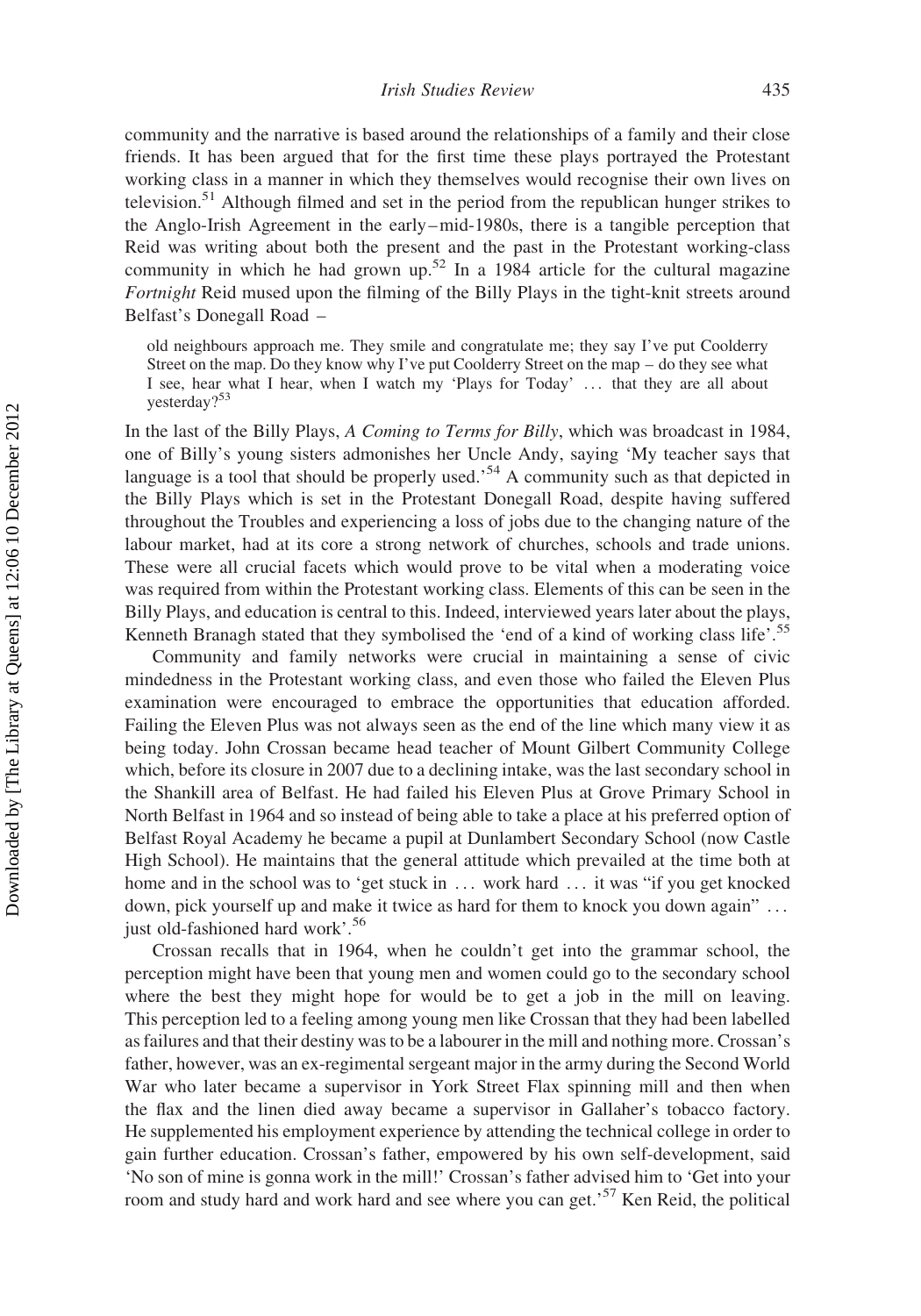community and the narrative is based around the relationships of a family and their close friends. It has been argued that for the first time these plays portrayed the Protestant working class in a manner in which they themselves would recognise their own lives on television.[51] Although filmed and set in the period from the republican hunger strikes to the Anglo-Irish Agreement in the early–mid-1980s, there is a tangible perception that Reid was writing about both the present and the past in the Protestant working-class community in which he had grown up.[52] In a 1984 article for the cultural magazine *Fortnight* Reid mused upon the filming of the Billy Plays in the tight-knit streets around Belfast's Donegall Road –

> old neighbours approach me. They smile and congratulate me; they say I've put Coolderry Street on the map. Do they know why I've put Coolderry Street on the map – do they see what I see, hear what I hear, when I watch my 'Plays for Today' ... that they are all about yesterday?[53]

In the last of the Billy Plays, *A Coming to Terms for Billy*, which was broadcast in 1984, one of Billy's young sisters admonishes her Uncle Andy, saying 'My teacher says that language is a tool that should be properly used.'[54] A community such as that depicted in the Billy Plays which is set in the Protestant Donegall Road, despite having suffered throughout the Troubles and experiencing a loss of jobs due to the changing nature of the labour market, had at its core a strong network of churches, schools and trade unions. These were all crucial facets which would prove to be vital when a moderating voice was required from within the Protestant working class. Elements of this can be seen in the Billy Plays, and education is central to this. Indeed, interviewed years later about the plays, Kenneth Branagh stated that they symbolised the 'end of a kind of working class life'.[55]

Community and family networks were crucial in maintaining a sense of civic mindedness in the Protestant working class, and even those who failed the Eleven Plus examination were encouraged to embrace the opportunities that education afforded. Failing the Eleven Plus was not always seen as the end of the line which many view it as being today. John Crossan became head teacher of Mount Gilbert Community College which, before its closure in 2007 due to a declining intake, was the last secondary school in the Shankill area of Belfast. He had failed his Eleven Plus at Grove Primary School in North Belfast in 1964 and so instead of being able to take a place at his preferred option of Belfast Royal Academy he became a pupil at Dunlambert Secondary School (now Castle High School). He maintains that the general attitude which prevailed at the time both at home and in the school was to 'get stuck in ... work hard ... it was "if you get knocked down, pick yourself up and make it twice as hard for them to knock you down again" ... just old-fashioned hard work'.[56]

Crossan recalls that in 1964, when he couldn't get into the grammar school, the perception might have been that young men and women could go to the secondary school where the best they might hope for would be to get a job in the mill on leaving. This perception led to a feeling among young men like Crossan that they had been labelled as failures and that their destiny was to be a labourer in the mill and nothing more. Crossan's father, however, was an ex-regimental sergeant major in the army during the Second World War who later became a supervisor in York Street Flax spinning mill and then when the flax and the linen died away became a supervisor in Gallaher's tobacco factory. He supplemented his employment experience by attending the technical college in order to gain further education. Crossan's father, empowered by his own self-development, said 'No son of mine is gonna work in the mill!' Crossan's father advised him to 'Get into your room and study hard and work hard and see where you can get.'[57] Ken Reid, the political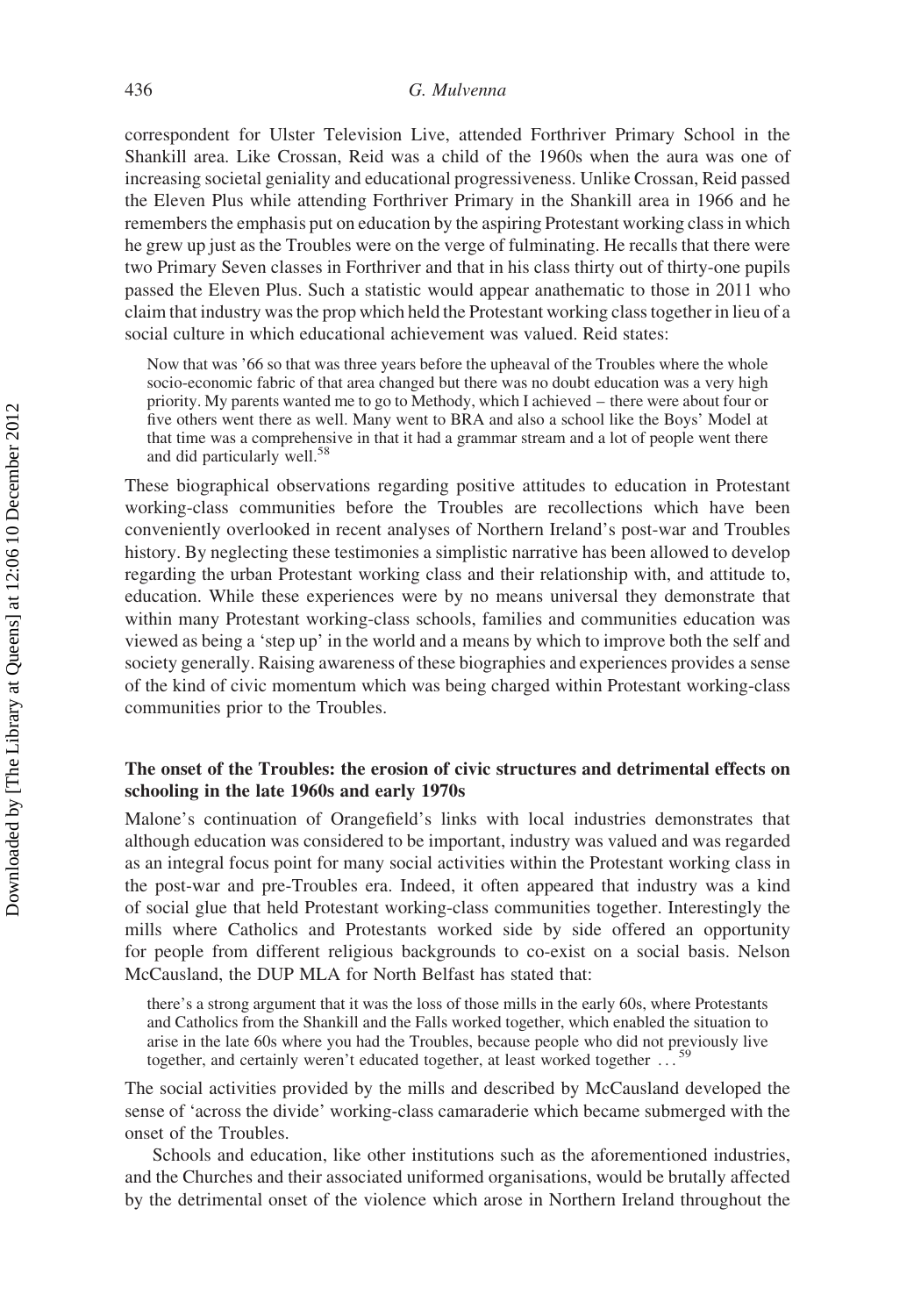correspondent for Ulster Television Live, attended Forthriver Primary School in the Shankill area. Like Crossan, Reid was a child of the 1960s when the aura was one of increasing societal geniality and educational progressiveness. Unlike Crossan, Reid passed the Eleven Plus while attending Forthriver Primary in the Shankill area in 1966 and he remembers the emphasis put on education by the aspiring Protestant working class in which he grew up just as the Troubles were on the verge of fulminating. He recalls that there were two Primary Seven classes in Forthriver and that in his class thirty out of thirty-one pupils passed the Eleven Plus. Such a statistic would appear anathematic to those in 2011 who claim that industry was the prop which held the Protestant working class together in lieu of a social culture in which educational achievement was valued. Reid states:

> Now that was '66 so that was three years before the upheaval of the Troubles where the whole socio-economic fabric of that area changed but there was no doubt education was a very high priority. My parents wanted me to go to Methody, which I achieved – there were about four or five others went there as well. Many went to BRA and also a school like the Boys' Model at that time was a comprehensive in that it had a grammar stream and a lot of people went there and did particularly well.[58]

These biographical observations regarding positive attitudes to education in Protestant working-class communities before the Troubles are recollections which have been conveniently overlooked in recent analyses of Northern Ireland's post-war and Troubles history. By neglecting these testimonies a simplistic narrative has been allowed to develop regarding the urban Protestant working class and their relationship with, and attitude to, education. While these experiences were by no means universal they demonstrate that within many Protestant working-class schools, families and communities education was viewed as being a 'step up' in the world and a means by which to improve both the self and society generally. Raising awareness of these biographies and experiences provides a sense of the kind of civic momentum which was being charged within Protestant working-class communities prior to the Troubles.

### The onset of the Troubles: the erosion of civic structures and detrimental effects on schooling in the late 1960s and early 1970s

Malone's continuation of Orangefield's links with local industries demonstrates that although education was considered to be important, industry was valued and was regarded as an integral focus point for many social activities within the Protestant working class in the post-war and pre-Troubles era. Indeed, it often appeared that industry was a kind of social glue that held Protestant working-class communities together. Interestingly the mills where Catholics and Protestants worked side by side offered an opportunity for people from different religious backgrounds to co-exist on a social basis. Nelson McCausland, the DUP MLA for North Belfast has stated that:

> there's a strong argument that it was the loss of those mills in the early 60s, where Protestants and Catholics from the Shankill and the Falls worked together, which enabled the situation to arise in the late 60s where you had the Troubles, because people who did not previously live together, and certainly weren't educated together, at least worked together ...[59]

The social activities provided by the mills and described by McCausland developed the sense of 'across the divide' working-class camaraderie which became submerged with the onset of the Troubles.

Schools and education, like other institutions such as the aforementioned industries, and the Churches and their associated uniformed organisations, would be brutally affected by the detrimental onset of the violence which arose in Northern Ireland throughout the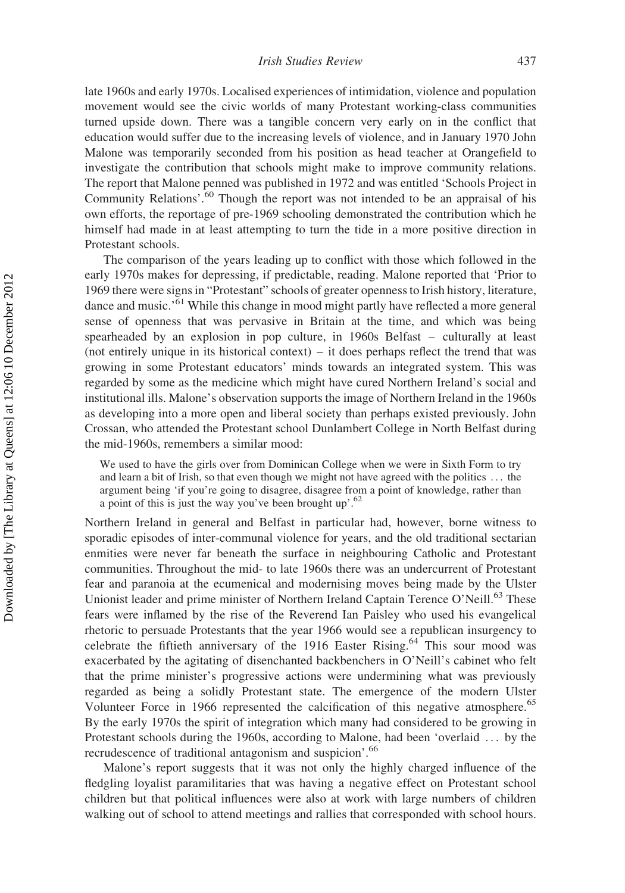late 1960s and early 1970s. Localised experiences of intimidation, violence and population movement would see the civic worlds of many Protestant working-class communities turned upside down. There was a tangible concern very early on in the conflict that education would suffer due to the increasing levels of violence, and in January 1970 John Malone was temporarily seconded from his position as head teacher at Orangefield to investigate the contribution that schools might make to improve community relations. The report that Malone penned was published in 1972 and was entitled 'Schools Project in Community Relations'.[60] Though the report was not intended to be an appraisal of his own efforts, the reportage of pre-1969 schooling demonstrated the contribution which he himself had made in at least attempting to turn the tide in a more positive direction in Protestant schools.

The comparison of the years leading up to conflict with those which followed in the early 1970s makes for depressing, if predictable, reading. Malone reported that 'Prior to 1969 there were signs in "Protestant" schools of greater openness to Irish history, literature, dance and music.'[61] While this change in mood might partly have reflected a more general sense of openness that was pervasive in Britain at the time, and which was being spearheaded by an explosion in pop culture, in 1960s Belfast – culturally at least (not entirely unique in its historical context) – it does perhaps reflect the trend that was growing in some Protestant educators' minds towards an integrated system. This was regarded by some as the medicine which might have cured Northern Ireland's social and institutional ills. Malone's observation supports the image of Northern Ireland in the 1960s as developing into a more open and liberal society than perhaps existed previously. John Crossan, who attended the Protestant school Dunlambert College in North Belfast during the mid-1960s, remembers a similar mood:

> We used to have the girls over from Dominican College when we were in Sixth Form to try and learn a bit of Irish, so that even though we might not have agreed with the politics … the argument being 'if you're going to disagree, disagree from a point of knowledge, rather than a point of this is just the way you've been brought up'.[62]

Northern Ireland in general and Belfast in particular had, however, borne witness to sporadic episodes of inter-communal violence for years, and the old traditional sectarian enmities were never far beneath the surface in neighbouring Catholic and Protestant communities. Throughout the mid- to late 1960s there was an undercurrent of Protestant fear and paranoia at the ecumenical and modernising moves being made by the Ulster Unionist leader and prime minister of Northern Ireland Captain Terence O'Neill.[63] These fears were inflamed by the rise of the Reverend Ian Paisley who used his evangelical rhetoric to persuade Protestants that the year 1966 would see a republican insurgency to celebrate the fiftieth anniversary of the 1916 Easter Rising.[64] This sour mood was exacerbated by the agitating of disenchanted backbenchers in O'Neill's cabinet who felt that the prime minister's progressive actions were undermining what was previously regarded as being a solidly Protestant state. The emergence of the modern Ulster Volunteer Force in 1966 represented the calcification of this negative atmosphere.[65] By the early 1970s the spirit of integration which many had considered to be growing in Protestant schools during the 1960s, according to Malone, had been 'overlaid … by the recrudescence of traditional antagonism and suspicion'.[66]

Malone's report suggests that it was not only the highly charged influence of the fledgling loyalist paramilitaries that was having a negative effect on Protestant school children but that political influences were also at work with large numbers of children walking out of school to attend meetings and rallies that corresponded with school hours.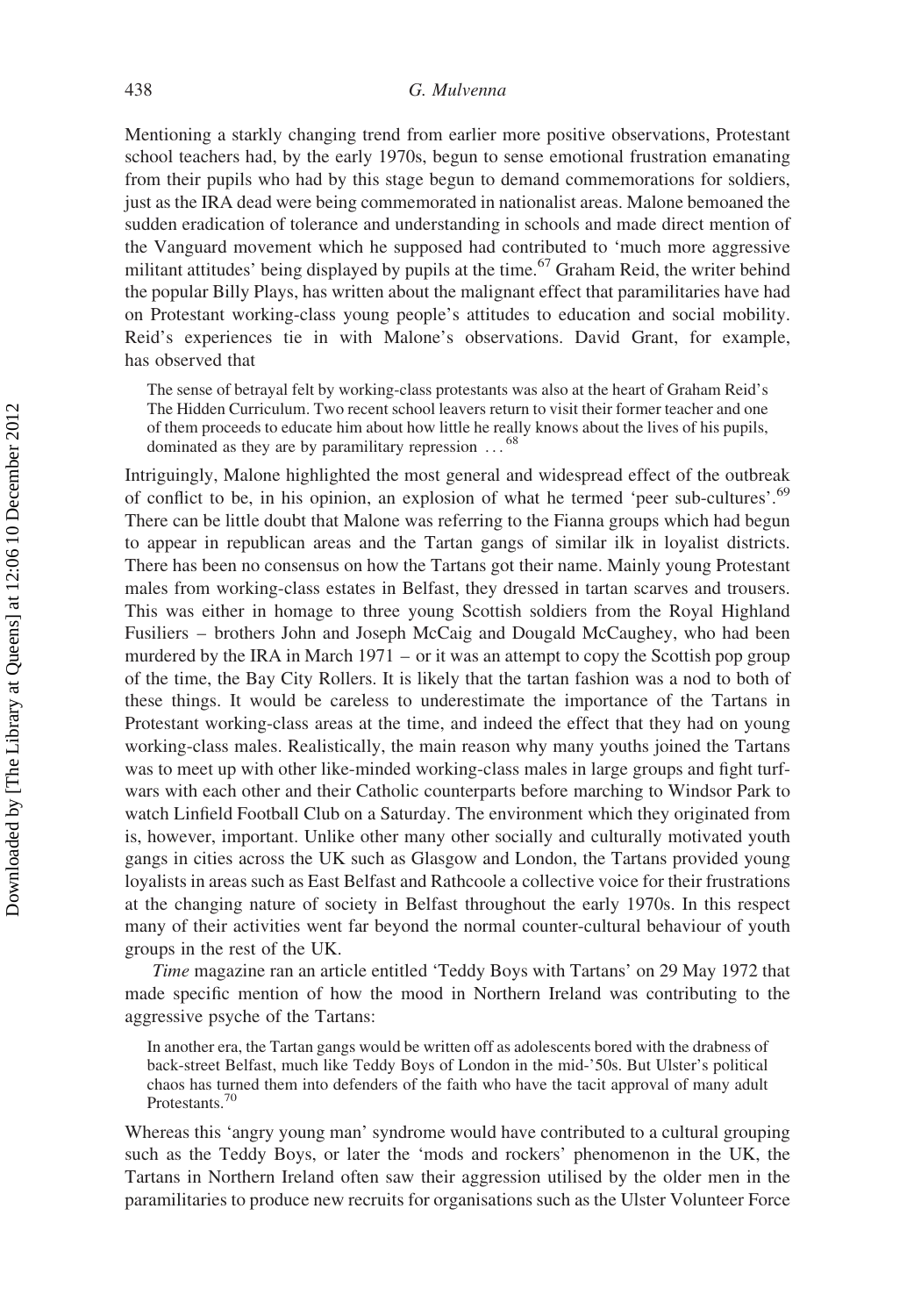Mentioning a starkly changing trend from earlier more positive observations, Protestant school teachers had, by the early 1970s, begun to sense emotional frustration emanating from their pupils who had by this stage begun to demand commemorations for soldiers, just as the IRA dead were being commemorated in nationalist areas. Malone bemoaned the sudden eradication of tolerance and understanding in schools and made direct mention of the Vanguard movement which he supposed had contributed to 'much more aggressive militant attitudes' being displayed by pupils at the time.[67] Graham Reid, the writer behind the popular Billy Plays, has written about the malignant effect that paramilitaries have had on Protestant working-class young people's attitudes to education and social mobility. Reid's experiences tie in with Malone's observations. David Grant, for example, has observed that

> The sense of betrayal felt by working-class protestants was also at the heart of Graham Reid's The Hidden Curriculum. Two recent school leavers return to visit their former teacher and one of them proceeds to educate him about how little he really knows about the lives of his pupils, dominated as they are by paramilitary repression ...[68]

Intriguingly, Malone highlighted the most general and widespread effect of the outbreak of conflict to be, in his opinion, an explosion of what he termed 'peer sub-cultures'.[69] There can be little doubt that Malone was referring to the Fianna groups which had begun to appear in republican areas and the Tartan gangs of similar ilk in loyalist districts. There has been no consensus on how the Tartans got their name. Mainly young Protestant males from working-class estates in Belfast, they dressed in tartan scarves and trousers. This was either in homage to three young Scottish soldiers from the Royal Highland Fusiliers – brothers John and Joseph McCaig and Dougald McCaughey, who had been murdered by the IRA in March 1971 – or it was an attempt to copy the Scottish pop group of the time, the Bay City Rollers. It is likely that the tartan fashion was a nod to both of these things. It would be careless to underestimate the importance of the Tartans in Protestant working-class areas at the time, and indeed the effect that they had on young working-class males. Realistically, the main reason why many youths joined the Tartans was to meet up with other like-minded working-class males in large groups and fight turf-wars with each other and their Catholic counterparts before marching to Windsor Park to watch Linfield Football Club on a Saturday. The environment which they originated from is, however, important. Unlike other many other socially and culturally motivated youth gangs in cities across the UK such as Glasgow and London, the Tartans provided young loyalists in areas such as East Belfast and Rathcoole a collective voice for their frustrations at the changing nature of society in Belfast throughout the early 1970s. In this respect many of their activities went far beyond the normal counter-cultural behaviour of youth groups in the rest of the UK.

*Time* magazine ran an article entitled 'Teddy Boys with Tartans' on 29 May 1972 that made specific mention of how the mood in Northern Ireland was contributing to the aggressive psyche of the Tartans:

> In another era, the Tartan gangs would be written off as adolescents bored with the drabness of back-street Belfast, much like Teddy Boys of London in the mid-'50s. But Ulster's political chaos has turned them into defenders of the faith who have the tacit approval of many adult Protestants.[70]

Whereas this 'angry young man' syndrome would have contributed to a cultural grouping such as the Teddy Boys, or later the 'mods and rockers' phenomenon in the UK, the Tartans in Northern Ireland often saw their aggression utilised by the older men in the paramilitaries to produce new recruits for organisations such as the Ulster Volunteer Force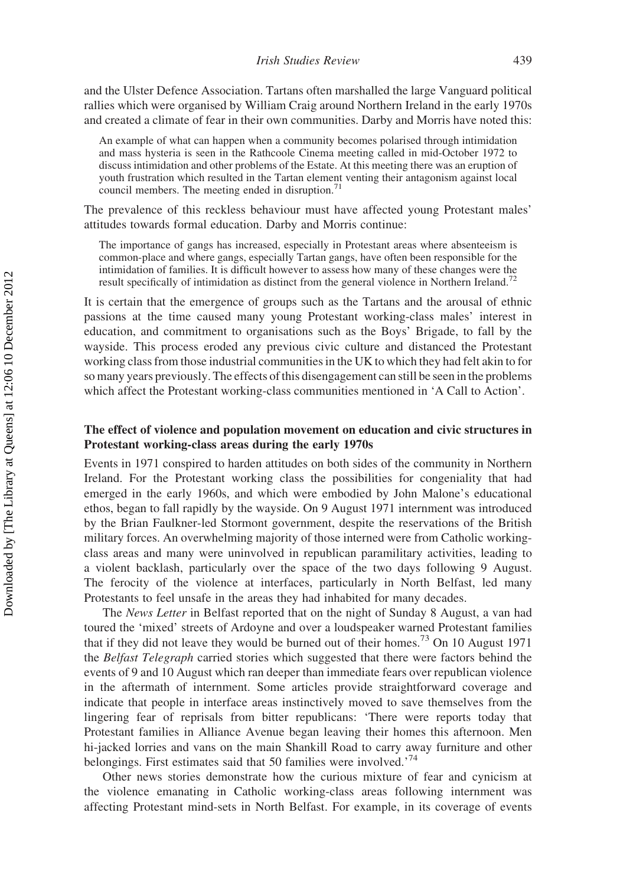and the Ulster Defence Association. Tartans often marshalled the large Vanguard political rallies which were organised by William Craig around Northern Ireland in the early 1970s and created a climate of fear in their own communities. Darby and Morris have noted this:

> An example of what can happen when a community becomes polarised through intimidation and mass hysteria is seen in the Rathcoole Cinema meeting called in mid-October 1972 to discuss intimidation and other problems of the Estate. At this meeting there was an eruption of youth frustration which resulted in the Tartan element venting their antagonism against local council members. The meeting ended in disruption.[71]

The prevalence of this reckless behaviour must have affected young Protestant males' attitudes towards formal education. Darby and Morris continue:

> The importance of gangs has increased, especially in Protestant areas where absenteeism is common-place and where gangs, especially Tartan gangs, have often been responsible for the intimidation of families. It is difficult however to assess how many of these changes were the result specifically of intimidation as distinct from the general violence in Northern Ireland.[72]

It is certain that the emergence of groups such as the Tartans and the arousal of ethnic passions at the time caused many young Protestant working-class males' interest in education, and commitment to organisations such as the Boys' Brigade, to fall by the wayside. This process eroded any previous civic culture and distanced the Protestant working class from those industrial communities in the UK to which they had felt akin to for so many years previously. The effects of this disengagement can still be seen in the problems which affect the Protestant working-class communities mentioned in 'A Call to Action'.

## The effect of violence and population movement on education and civic structures in Protestant working-class areas during the early 1970s

Events in 1971 conspired to harden attitudes on both sides of the community in Northern Ireland. For the Protestant working class the possibilities for congeniality that had emerged in the early 1960s, and which were embodied by John Malone's educational ethos, began to fall rapidly by the wayside. On 9 August 1971 internment was introduced by the Brian Faulkner-led Stormont government, despite the reservations of the British military forces. An overwhelming majority of those interned were from Catholic working-class areas and many were uninvolved in republican paramilitary activities, leading to a violent backlash, particularly over the space of the two days following 9 August. The ferocity of the violence at interfaces, particularly in North Belfast, led many Protestants to feel unsafe in the areas they had inhabited for many decades.

The *News Letter* in Belfast reported that on the night of Sunday 8 August, a van had toured the 'mixed' streets of Ardoyne and over a loudspeaker warned Protestant families that if they did not leave they would be burned out of their homes.[73] On 10 August 1971 the *Belfast Telegraph* carried stories which suggested that there were factors behind the events of 9 and 10 August which ran deeper than immediate fears over republican violence in the aftermath of internment. Some articles provide straightforward coverage and indicate that people in interface areas instinctively moved to save themselves from the lingering fear of reprisals from bitter republicans: 'There were reports today that Protestant families in Alliance Avenue began leaving their homes this afternoon. Men hi-jacked lorries and vans on the main Shankill Road to carry away furniture and other belongings. First estimates said that 50 families were involved.'[74]

Other news stories demonstrate how the curious mixture of fear and cynicism at the violence emanating in Catholic working-class areas following internment was affecting Protestant mind-sets in North Belfast. For example, in its coverage of events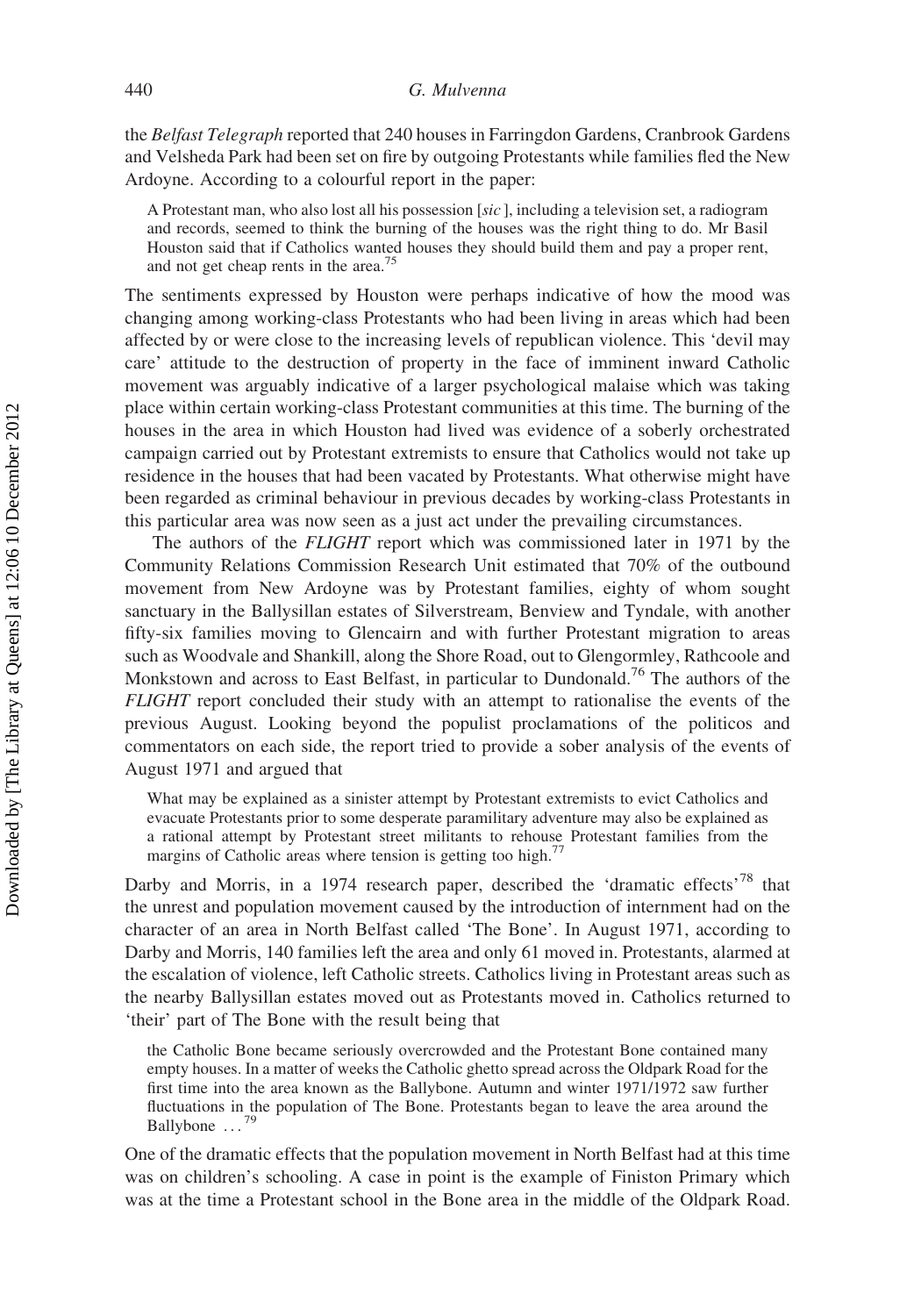the *Belfast Telegraph* reported that 240 houses in Farringdon Gardens, Cranbrook Gardens and Velsheda Park had been set on fire by outgoing Protestants while families fled the New Ardoyne. According to a colourful report in the paper:

> A Protestant man, who also lost all his possession [*sic* ], including a television set, a radiogram and records, seemed to think the burning of the houses was the right thing to do. Mr Basil Houston said that if Catholics wanted houses they should build them and pay a proper rent, and not get cheap rents in the area.[75]

The sentiments expressed by Houston were perhaps indicative of how the mood was changing among working-class Protestants who had been living in areas which had been affected by or were close to the increasing levels of republican violence. This 'devil may care' attitude to the destruction of property in the face of imminent inward Catholic movement was arguably indicative of a larger psychological malaise which was taking place within certain working-class Protestant communities at this time. The burning of the houses in the area in which Houston had lived was evidence of a soberly orchestrated campaign carried out by Protestant extremists to ensure that Catholics would not take up residence in the houses that had been vacated by Protestants. What otherwise might have been regarded as criminal behaviour in previous decades by working-class Protestants in this particular area was now seen as a just act under the prevailing circumstances.

The authors of the *FLIGHT* report which was commissioned later in 1971 by the Community Relations Commission Research Unit estimated that 70% of the outbound movement from New Ardoyne was by Protestant families, eighty of whom sought sanctuary in the Ballysillan estates of Silverstream, Benview and Tyndale, with another fifty-six families moving to Glencairn and with further Protestant migration to areas such as Woodvale and Shankill, along the Shore Road, out to Glengormley, Rathcoole and Monkstown and across to East Belfast, in particular to Dundonald.[76] The authors of the *FLIGHT* report concluded their study with an attempt to rationalise the events of the previous August. Looking beyond the populist proclamations of the politicos and commentators on each side, the report tried to provide a sober analysis of the events of August 1971 and argued that

> What may be explained as a sinister attempt by Protestant extremists to evict Catholics and evacuate Protestants prior to some desperate paramilitary adventure may also be explained as a rational attempt by Protestant street militants to rehouse Protestant families from the margins of Catholic areas where tension is getting too high.[77]

Darby and Morris, in a 1974 research paper, described the 'dramatic effects'[78] that the unrest and population movement caused by the introduction of internment had on the character of an area in North Belfast called 'The Bone'. In August 1971, according to Darby and Morris, 140 families left the area and only 61 moved in. Protestants, alarmed at the escalation of violence, left Catholic streets. Catholics living in Protestant areas such as the nearby Ballysillan estates moved out as Protestants moved in. Catholics returned to 'their' part of The Bone with the result being that

> the Catholic Bone became seriously overcrowded and the Protestant Bone contained many empty houses. In a matter of weeks the Catholic ghetto spread across the Oldpark Road for the first time into the area known as the Ballybone. Autumn and winter 1971/1972 saw further fluctuations in the population of The Bone. Protestants began to leave the area around the Ballybone ...[79]

One of the dramatic effects that the population movement in North Belfast had at this time was on children's schooling. A case in point is the example of Finiston Primary which was at the time a Protestant school in the Bone area in the middle of the Oldpark Road.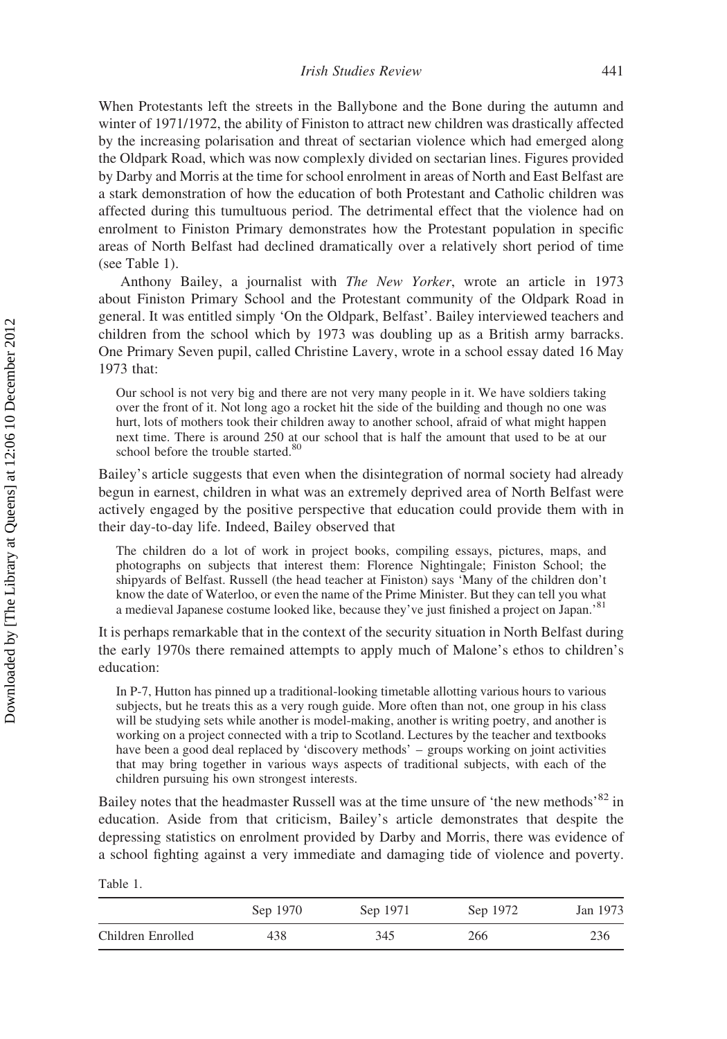When Protestants left the streets in the Ballybone and the Bone during the autumn and winter of 1971/1972, the ability of Finiston to attract new children was drastically affected by the increasing polarisation and threat of sectarian violence which had emerged along the Oldpark Road, which was now complexly divided on sectarian lines. Figures provided by Darby and Morris at the time for school enrolment in areas of North and East Belfast are a stark demonstration of how the education of both Protestant and Catholic children was affected during this tumultuous period. The detrimental effect that the violence had on enrolment to Finiston Primary demonstrates how the Protestant population in specific areas of North Belfast had declined dramatically over a relatively short period of time (see Table 1).

Anthony Bailey, a journalist with *The New Yorker*, wrote an article in 1973 about Finiston Primary School and the Protestant community of the Oldpark Road in general. It was entitled simply 'On the Oldpark, Belfast'. Bailey interviewed teachers and children from the school which by 1973 was doubling up as a British army barracks. One Primary Seven pupil, called Christine Lavery, wrote in a school essay dated 16 May 1973 that:

> Our school is not very big and there are not very many people in it. We have soldiers taking over the front of it. Not long ago a rocket hit the side of the building and though no one was hurt, lots of mothers took their children away to another school, afraid of what might happen next time. There is around 250 at our school that is half the amount that used to be at our school before the trouble started.[80]

Bailey's article suggests that even when the disintegration of normal society had already begun in earnest, children in what was an extremely deprived area of North Belfast were actively engaged by the positive perspective that education could provide them with in their day-to-day life. Indeed, Bailey observed that

> The children do a lot of work in project books, compiling essays, pictures, maps, and photographs on subjects that interest them: Florence Nightingale; Finiston School; the shipyards of Belfast. Russell (the head teacher at Finiston) says 'Many of the children don't know the date of Waterloo, or even the name of the Prime Minister. But they can tell you what a medieval Japanese costume looked like, because they've just finished a project on Japan.'[81]

It is perhaps remarkable that in the context of the security situation in North Belfast during the early 1970s there remained attempts to apply much of Malone's ethos to children's education:

> In P-7, Hutton has pinned up a traditional-looking timetable allotting various hours to various subjects, but he treats this as a very rough guide. More often than not, one group in his class will be studying sets while another is model-making, another is writing poetry, and another is working on a project connected with a trip to Scotland. Lectures by the teacher and textbooks have been a good deal replaced by 'discovery methods' – groups working on joint activities that may bring together in various ways aspects of traditional subjects, with each of the children pursuing his own strongest interests.

Bailey notes that the headmaster Russell was at the time unsure of 'the new methods'[82] in education. Aside from that criticism, Bailey's article demonstrates that despite the depressing statistics on enrolment provided by Darby and Morris, there was evidence of a school fighting against a very immediate and damaging tide of violence and poverty.

Table 1.

| | Sep 1970 | Sep 1971 | Sep 1972 | Jan 1973 |
|---|---|---|---|---|
| Children Enrolled | 438 | 345 | 266 | 236 |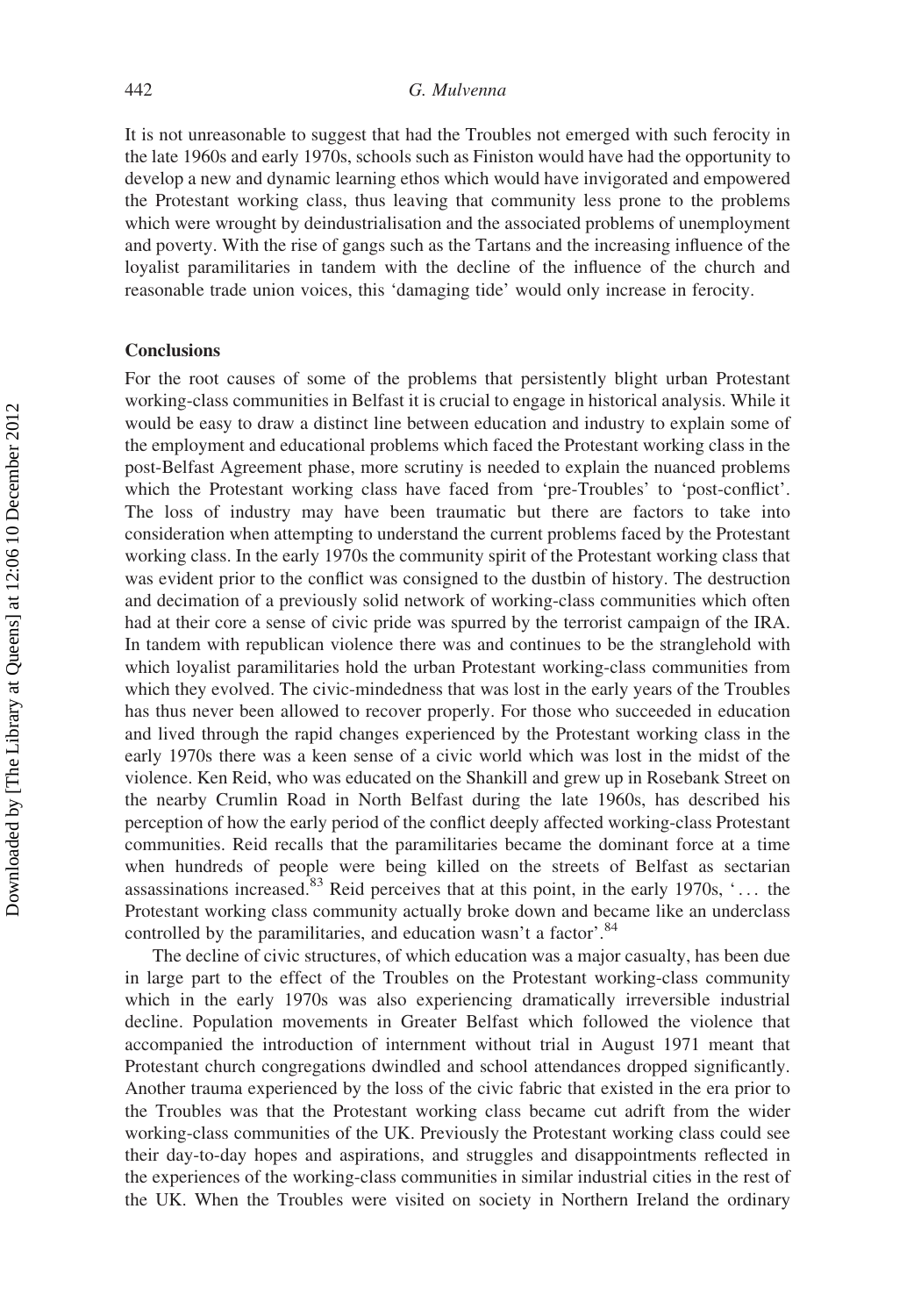It is not unreasonable to suggest that had the Troubles not emerged with such ferocity in the late 1960s and early 1970s, schools such as Finiston would have had the opportunity to develop a new and dynamic learning ethos which would have invigorated and empowered the Protestant working class, thus leaving that community less prone to the problems which were wrought by deindustrialisation and the associated problems of unemployment and poverty. With the rise of gangs such as the Tartans and the increasing influence of the loyalist paramilitaries in tandem with the decline of the influence of the church and reasonable trade union voices, this 'damaging tide' would only increase in ferocity.

## Conclusions

For the root causes of some of the problems that persistently blight urban Protestant working-class communities in Belfast it is crucial to engage in historical analysis. While it would be easy to draw a distinct line between education and industry to explain some of the employment and educational problems which faced the Protestant working class in the post-Belfast Agreement phase, more scrutiny is needed to explain the nuanced problems which the Protestant working class have faced from 'pre-Troubles' to 'post-conflict'. The loss of industry may have been traumatic but there are factors to take into consideration when attempting to understand the current problems faced by the Protestant working class. In the early 1970s the community spirit of the Protestant working class that was evident prior to the conflict was consigned to the dustbin of history. The destruction and decimation of a previously solid network of working-class communities which often had at their core a sense of civic pride was spurred by the terrorist campaign of the IRA. In tandem with republican violence there was and continues to be the stranglehold with which loyalist paramilitaries hold the urban Protestant working-class communities from which they evolved. The civic-mindedness that was lost in the early years of the Troubles has thus never been allowed to recover properly. For those who succeeded in education and lived through the rapid changes experienced by the Protestant working class in the early 1970s there was a keen sense of a civic world which was lost in the midst of the violence. Ken Reid, who was educated on the Shankill and grew up in Rosebank Street on the nearby Crumlin Road in North Belfast during the late 1960s, has described his perception of how the early period of the conflict deeply affected working-class Protestant communities. Reid recalls that the paramilitaries became the dominant force at a time when hundreds of people were being killed on the streets of Belfast as sectarian assassinations increased.[83] Reid perceives that at this point, in the early 1970s, '... the Protestant working class community actually broke down and became like an underclass controlled by the paramilitaries, and education wasn't a factor'.[84]

The decline of civic structures, of which education was a major casualty, has been due in large part to the effect of the Troubles on the Protestant working-class community which in the early 1970s was also experiencing dramatically irreversible industrial decline. Population movements in Greater Belfast which followed the violence that accompanied the introduction of internment without trial in August 1971 meant that Protestant church congregations dwindled and school attendances dropped significantly. Another trauma experienced by the loss of the civic fabric that existed in the era prior to the Troubles was that the Protestant working class became cut adrift from the wider working-class communities of the UK. Previously the Protestant working class could see their day-to-day hopes and aspirations, and struggles and disappointments reflected in the experiences of the working-class communities in similar industrial cities in the rest of the UK. When the Troubles were visited on society in Northern Ireland the ordinary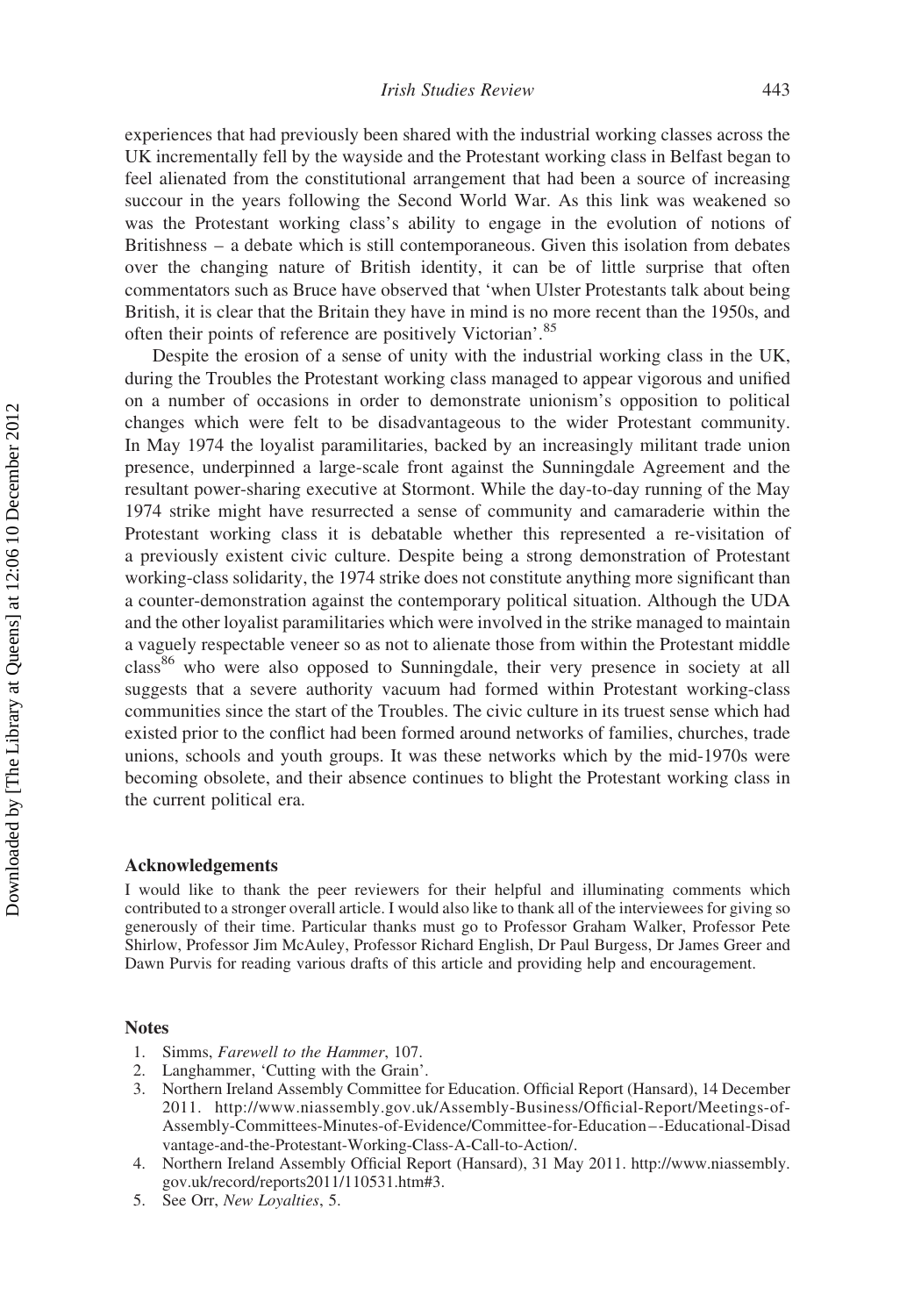experiences that had previously been shared with the industrial working classes across the UK incrementally fell by the wayside and the Protestant working class in Belfast began to feel alienated from the constitutional arrangement that had been a source of increasing succour in the years following the Second World War. As this link was weakened so was the Protestant working class's ability to engage in the evolution of notions of Britishness – a debate which is still contemporaneous. Given this isolation from debates over the changing nature of British identity, it can be of little surprise that often commentators such as Bruce have observed that 'when Ulster Protestants talk about being British, it is clear that the Britain they have in mind is no more recent than the 1950s, and often their points of reference are positively Victorian'.[85]

Despite the erosion of a sense of unity with the industrial working class in the UK, during the Troubles the Protestant working class managed to appear vigorous and unified on a number of occasions in order to demonstrate unionism's opposition to political changes which were felt to be disadvantageous to the wider Protestant community. In May 1974 the loyalist paramilitaries, backed by an increasingly militant trade union presence, underpinned a large-scale front against the Sunningdale Agreement and the resultant power-sharing executive at Stormont. While the day-to-day running of the May 1974 strike might have resurrected a sense of community and camaraderie within the Protestant working class it is debatable whether this represented a re-visitation of a previously existent civic culture. Despite being a strong demonstration of Protestant working-class solidarity, the 1974 strike does not constitute anything more significant than a counter-demonstration against the contemporary political situation. Although the UDA and the other loyalist paramilitaries which were involved in the strike managed to maintain a vaguely respectable veneer so as not to alienate those from within the Protestant middle class[86] who were also opposed to Sunningdale, their very presence in society at all suggests that a severe authority vacuum had formed within Protestant working-class communities since the start of the Troubles. The civic culture in its truest sense which had existed prior to the conflict had been formed around networks of families, churches, trade unions, schools and youth groups. It was these networks which by the mid-1970s were becoming obsolete, and their absence continues to blight the Protestant working class in the current political era.

## Acknowledgements

I would like to thank the peer reviewers for their helpful and illuminating comments which contributed to a stronger overall article. I would also like to thank all of the interviewees for giving so generously of their time. Particular thanks must go to Professor Graham Walker, Professor Pete Shirlow, Professor Jim McAuley, Professor Richard English, Dr Paul Burgess, Dr James Greer and Dawn Purvis for reading various drafts of this article and providing help and encouragement.

## Notes

1. Simms, *Farewell to the Hammer*, 107.
2. Langhammer, 'Cutting with the Grain'.
3. Northern Ireland Assembly Committee for Education. Official Report (Hansard), 14 December 2011. http://www.niassembly.gov.uk/Assembly-Business/Official-Report/Meetings-of-Assembly-Committees-Minutes-of-Evidence/Committee-for-Education–-Educational-Disadvantage-and-the-Protestant-Working-Class-A-Call-to-Action/.
4. Northern Ireland Assembly Official Report (Hansard), 31 May 2011. http://www.niassembly.gov.uk/record/reports2011/110531.htm#3.
5. See Orr, *New Loyalties*, 5.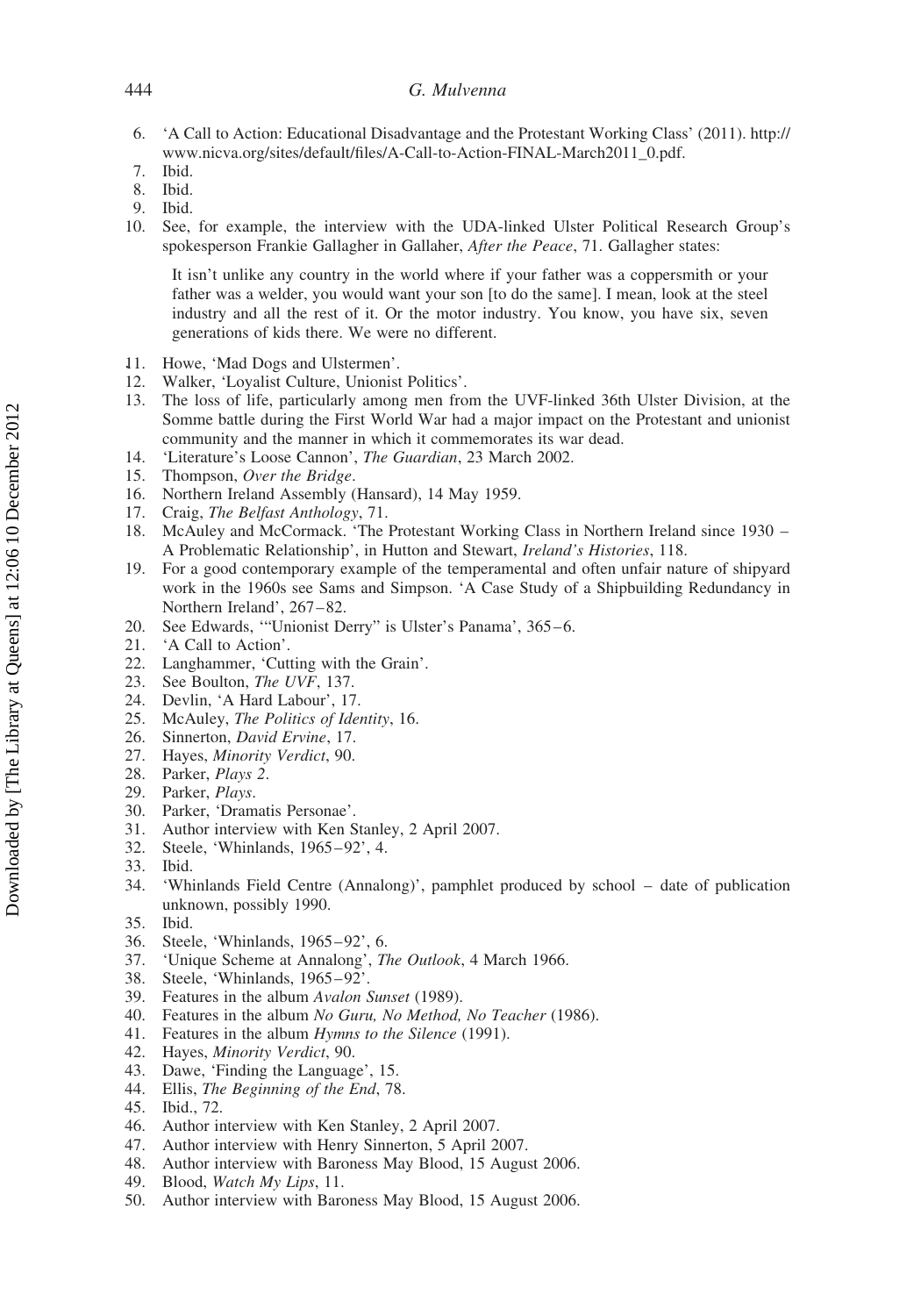6. 'A Call to Action: Educational Disadvantage and the Protestant Working Class' (2011). http://www.nicva.org/sites/default/files/A-Call-to-Action-FINAL-March2011_0.pdf.
7. Ibid.
8. Ibid.
9. Ibid.
10. See, for example, the interview with the UDA-linked Ulster Political Research Group's spokesperson Frankie Gallagher in Gallaher, *After the Peace*, 71. Gallagher states:

    It isn't unlike any country in the world where if your father was a coppersmith or your father was a welder, you would want your son [to do the same]. I mean, look at the steel industry and all the rest of it. Or the motor industry. You know, you have six, seven generations of kids there. We were no different.

11. Howe, 'Mad Dogs and Ulstermen'.
12. Walker, 'Loyalist Culture, Unionist Politics'.
13. The loss of life, particularly among men from the UVF-linked 36th Ulster Division, at the Somme battle during the First World War had a major impact on the Protestant and unionist community and the manner in which it commemorates its war dead.
14. 'Literature's Loose Cannon', *The Guardian*, 23 March 2002.
15. Thompson, *Over the Bridge*.
16. Northern Ireland Assembly (Hansard), 14 May 1959.
17. Craig, *The Belfast Anthology*, 71.
18. McAuley and McCormack. 'The Protestant Working Class in Northern Ireland since 1930 – A Problematic Relationship', in Hutton and Stewart, *Ireland's Histories*, 118.
19. For a good contemporary example of the temperamental and often unfair nature of shipyard work in the 1960s see Sams and Simpson. 'A Case Study of a Shipbuilding Redundancy in Northern Ireland', 267–82.
20. See Edwards, '"Unionist Derry" is Ulster's Panama', 365–6.
21. 'A Call to Action'.
22. Langhammer, 'Cutting with the Grain'.
23. See Boulton, *The UVF*, 137.
24. Devlin, 'A Hard Labour', 17.
25. McAuley, *The Politics of Identity*, 16.
26. Sinnerton, *David Ervine*, 17.
27. Hayes, *Minority Verdict*, 90.
28. Parker, *Plays 2*.
29. Parker, *Plays*.
30. Parker, 'Dramatis Personae'.
31. Author interview with Ken Stanley, 2 April 2007.
32. Steele, 'Whinlands, 1965–92', 4.
33. Ibid.
34. 'Whinlands Field Centre (Annalong)', pamphlet produced by school – date of publication unknown, possibly 1990.
35. Ibid.
36. Steele, 'Whinlands, 1965–92', 6.
37. 'Unique Scheme at Annalong', *The Outlook*, 4 March 1966.
38. Steele, 'Whinlands, 1965–92'.
39. Features in the album *Avalon Sunset* (1989).
40. Features in the album *No Guru, No Method, No Teacher* (1986).
41. Features in the album *Hymns to the Silence* (1991).
42. Hayes, *Minority Verdict*, 90.
43. Dawe, 'Finding the Language', 15.
44. Ellis, *The Beginning of the End*, 78.
45. Ibid., 72.
46. Author interview with Ken Stanley, 2 April 2007.
47. Author interview with Henry Sinnerton, 5 April 2007.
48. Author interview with Baroness May Blood, 15 August 2006.
49. Blood, *Watch My Lips*, 11.
50. Author interview with Baroness May Blood, 15 August 2006.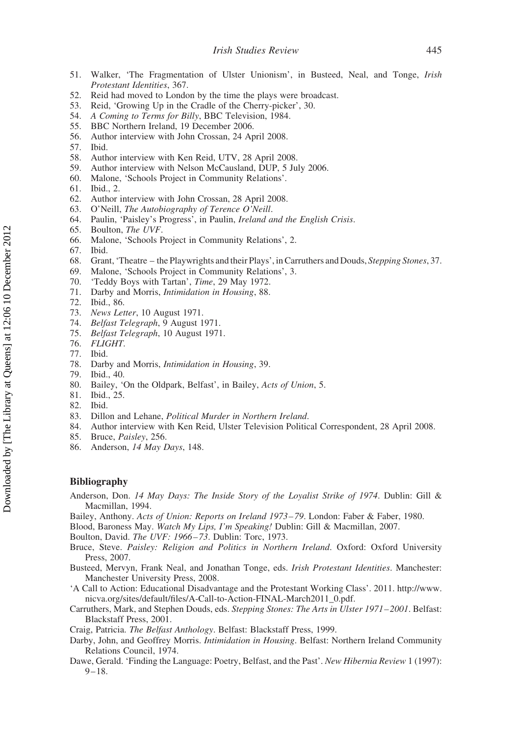51. Walker, 'The Fragmentation of Ulster Unionism', in Busteed, Neal, and Tonge, *Irish Protestant Identities*, 367.
52. Reid had moved to London by the time the plays were broadcast.
53. Reid, 'Growing Up in the Cradle of the Cherry-picker', 30.
54. *A Coming to Terms for Billy*, BBC Television, 1984.
55. BBC Northern Ireland, 19 December 2006.
56. Author interview with John Crossan, 24 April 2008.
57. Ibid.
58. Author interview with Ken Reid, UTV, 28 April 2008.
59. Author interview with Nelson McCausland, DUP, 5 July 2006.
60. Malone, 'Schools Project in Community Relations'.
61. Ibid., 2.
62. Author interview with John Crossan, 28 April 2008.
63. O'Neill, *The Autobiography of Terence O'Neill*.
64. Paulin, 'Paisley's Progress', in Paulin, *Ireland and the English Crisis*.
65. Boulton, *The UVF*.
66. Malone, 'Schools Project in Community Relations', 2.
67. Ibid.
68. Grant, 'Theatre – the Playwrights and their Plays', in Carruthers and Douds, *Stepping Stones*, 37.
69. Malone, 'Schools Project in Community Relations', 3.
70. 'Teddy Boys with Tartan', *Time*, 29 May 1972.
71. Darby and Morris, *Intimidation in Housing*, 88.
72. Ibid., 86.
73. *News Letter*, 10 August 1971.
74. *Belfast Telegraph*, 9 August 1971.
75. *Belfast Telegraph*, 10 August 1971.
76. *FLIGHT*.
77. Ibid.
78. Darby and Morris, *Intimidation in Housing*, 39.
79. Ibid., 40.
80. Bailey, 'On the Oldpark, Belfast', in Bailey, *Acts of Union*, 5.
81. Ibid., 25.
82. Ibid.
83. Dillon and Lehane, *Political Murder in Northern Ireland*.
84. Author interview with Ken Reid, Ulster Television Political Correspondent, 28 April 2008.
85. Bruce, *Paisley*, 256.
86. Anderson, *14 May Days*, 148.

## Bibliography

Anderson, Don. *14 May Days: The Inside Story of the Loyalist Strike of 1974*. Dublin: Gill & Macmillan, 1994.

Bailey, Anthony. *Acts of Union: Reports on Ireland 1973–79*. London: Faber & Faber, 1980.

Blood, Baroness May. *Watch My Lips, I'm Speaking!* Dublin: Gill & Macmillan, 2007.

Boulton, David. *The UVF: 1966–73*. Dublin: Torc, 1973.

Bruce, Steve. *Paisley: Religion and Politics in Northern Ireland*. Oxford: Oxford University Press, 2007.

Busteed, Mervyn, Frank Neal, and Jonathan Tonge, eds. *Irish Protestant Identities*. Manchester: Manchester University Press, 2008.

'A Call to Action: Educational Disadvantage and the Protestant Working Class'. 2011. http://www.nicva.org/sites/default/files/A-Call-to-Action-FINAL-March2011_0.pdf.

Carruthers, Mark, and Stephen Douds, eds. *Stepping Stones: The Arts in Ulster 1971–2001*. Belfast: Blackstaff Press, 2001.

Craig, Patricia. *The Belfast Anthology*. Belfast: Blackstaff Press, 1999.

Darby, John, and Geoffrey Morris. *Intimidation in Housing*. Belfast: Northern Ireland Community Relations Council, 1974.

Dawe, Gerald. 'Finding the Language: Poetry, Belfast, and the Past'. *New Hibernia Review* 1 (1997): 9–18.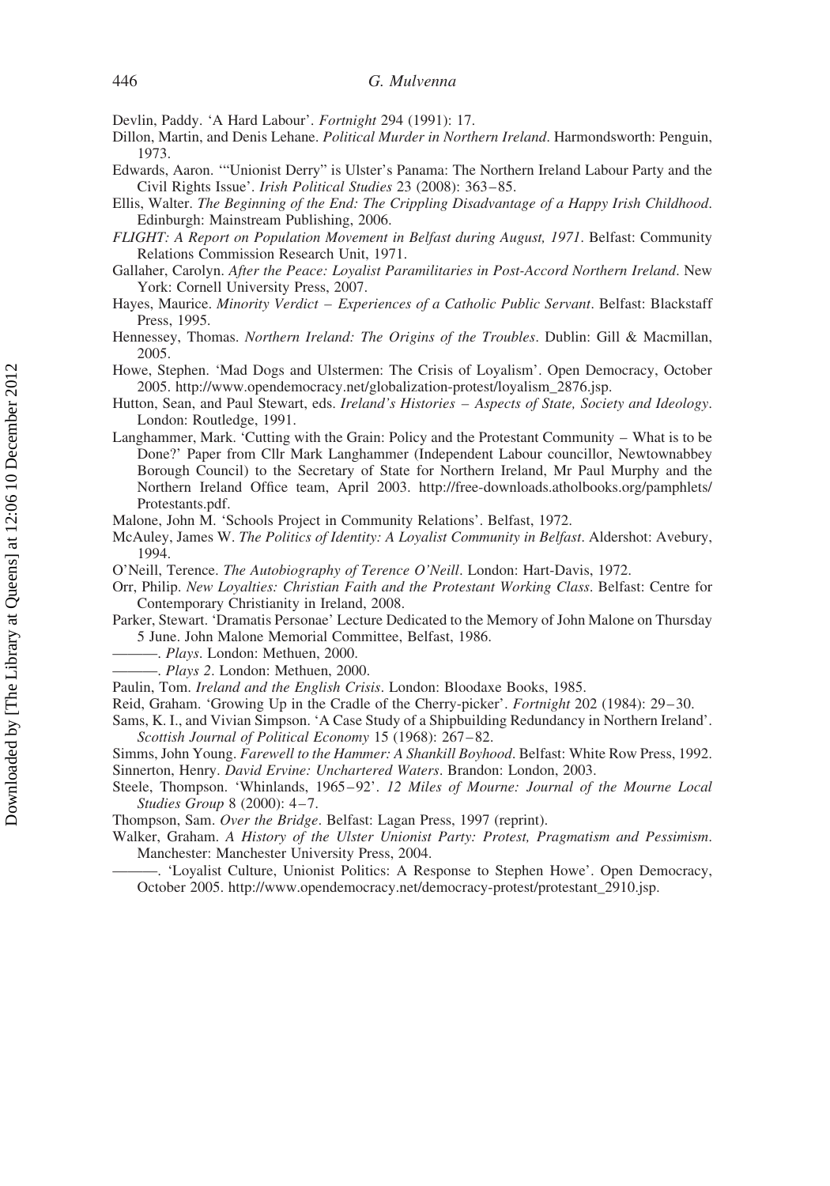Devlin, Paddy. 'A Hard Labour'. *Fortnight* 294 (1991): 17.

Dillon, Martin, and Denis Lehane. *Political Murder in Northern Ireland*. Harmondsworth: Penguin, 1973.

Edwards, Aaron. '"Unionist Derry" is Ulster's Panama: The Northern Ireland Labour Party and the Civil Rights Issue'. *Irish Political Studies* 23 (2008): 363–85.

Ellis, Walter. *The Beginning of the End: The Crippling Disadvantage of a Happy Irish Childhood*. Edinburgh: Mainstream Publishing, 2006.

*FLIGHT: A Report on Population Movement in Belfast during August, 1971*. Belfast: Community Relations Commission Research Unit, 1971.

Gallaher, Carolyn. *After the Peace: Loyalist Paramilitaries in Post-Accord Northern Ireland*. New York: Cornell University Press, 2007.

Hayes, Maurice. *Minority Verdict – Experiences of a Catholic Public Servant*. Belfast: Blackstaff Press, 1995.

Hennessey, Thomas. *Northern Ireland: The Origins of the Troubles*. Dublin: Gill & Macmillan, 2005.

Howe, Stephen. 'Mad Dogs and Ulstermen: The Crisis of Loyalism'. Open Democracy, October 2005. http://www.opendemocracy.net/globalization-protest/loyalism_2876.jsp.

Hutton, Sean, and Paul Stewart, eds. *Ireland's Histories – Aspects of State, Society and Ideology*. London: Routledge, 1991.

Langhammer, Mark. 'Cutting with the Grain: Policy and the Protestant Community – What is to be Done?' Paper from Cllr Mark Langhammer (Independent Labour councillor, Newtownabbey Borough Council) to the Secretary of State for Northern Ireland, Mr Paul Murphy and the Northern Ireland Office team, April 2003. http://free-downloads.atholbooks.org/pamphlets/Protestants.pdf.

Malone, John M. 'Schools Project in Community Relations'. Belfast, 1972.

McAuley, James W. *The Politics of Identity: A Loyalist Community in Belfast*. Aldershot: Avebury, 1994.

O'Neill, Terence. *The Autobiography of Terence O'Neill*. London: Hart-Davis, 1972.

Orr, Philip. *New Loyalties: Christian Faith and the Protestant Working Class*. Belfast: Centre for Contemporary Christianity in Ireland, 2008.

Parker, Stewart. 'Dramatis Personae' Lecture Dedicated to the Memory of John Malone on Thursday 5 June. John Malone Memorial Committee, Belfast, 1986.

———. *Plays*. London: Methuen, 2000.

———. *Plays 2*. London: Methuen, 2000.

Paulin, Tom. *Ireland and the English Crisis*. London: Bloodaxe Books, 1985.

Reid, Graham. 'Growing Up in the Cradle of the Cherry-picker'. *Fortnight* 202 (1984): 29–30.

Sams, K. I., and Vivian Simpson. 'A Case Study of a Shipbuilding Redundancy in Northern Ireland'. *Scottish Journal of Political Economy* 15 (1968): 267–82.

Simms, John Young. *Farewell to the Hammer: A Shankill Boyhood*. Belfast: White Row Press, 1992.

Sinnerton, Henry. *David Ervine: Unchartered Waters*. Brandon: London, 2003.

Steele, Thompson. 'Whinlands, 1965–92'. *12 Miles of Mourne: Journal of the Mourne Local Studies Group* 8 (2000): 4–7.

Thompson, Sam. *Over the Bridge*. Belfast: Lagan Press, 1997 (reprint).

Walker, Graham. *A History of the Ulster Unionist Party: Protest, Pragmatism and Pessimism*. Manchester: Manchester University Press, 2004.

———. 'Loyalist Culture, Unionist Politics: A Response to Stephen Howe'. Open Democracy, October 2005. http://www.opendemocracy.net/democracy-protest/protestant_2910.jsp.